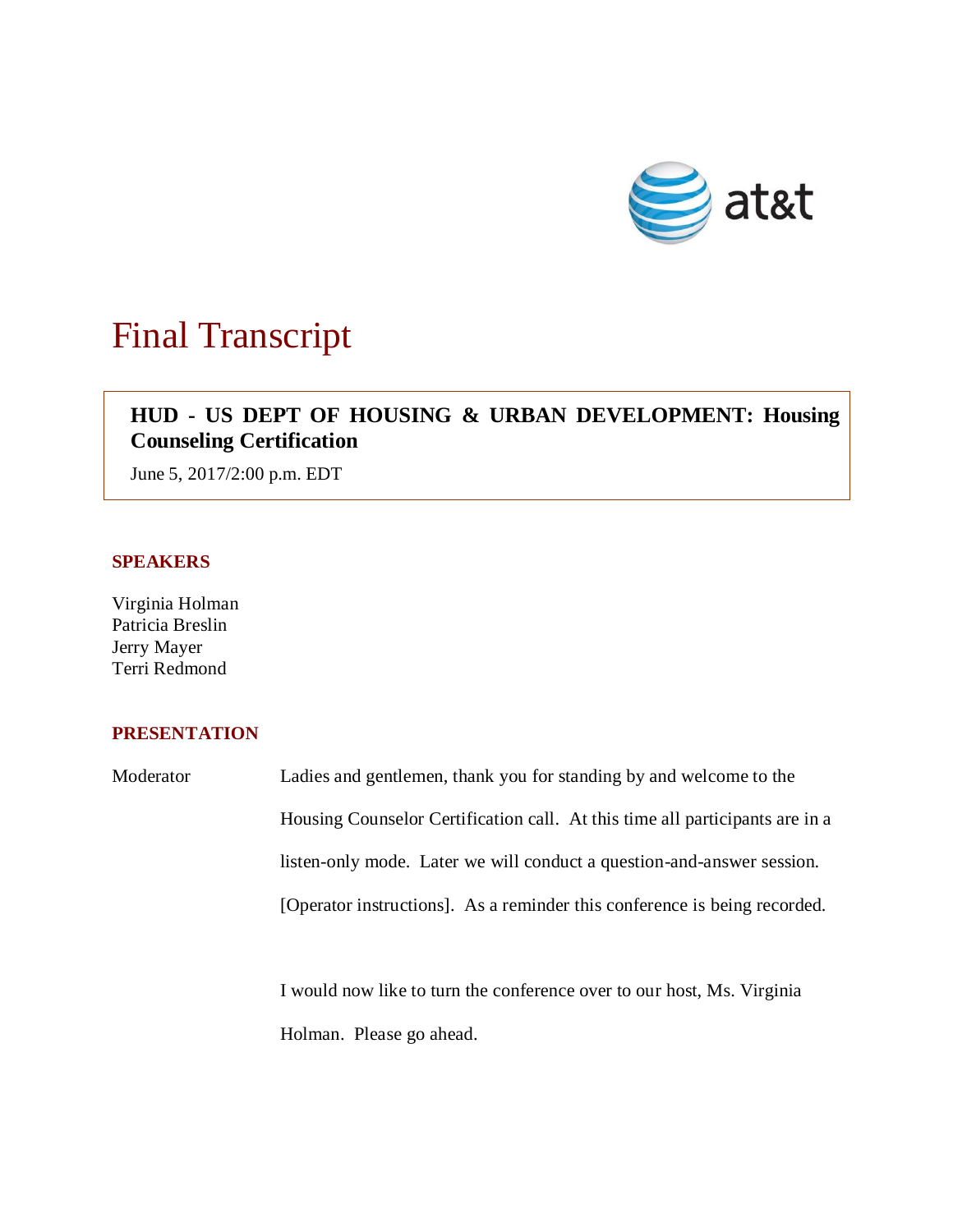# Final Transcript

**HUD - US DEPT OF HOUSING & URBAN DEVELOPMENT: Housing Counseling Certification**

June 5, 2017/2:00 p.m. EDT

## SPEAKERS

Virginia Holman
Patricia Breslin
Jerry Mayer
Terri Redmond

## PRESENTATION

Moderator Ladies and gentlemen, thank you for standing by and welcome to the Housing Counselor Certification call. At this time all participants are in a listen-only mode. Later we will conduct a question-and-answer session. [Operator instructions]. As a reminder this conference is being recorded.

I would now like to turn the conference over to our host, Ms. Virginia Holman. Please go ahead.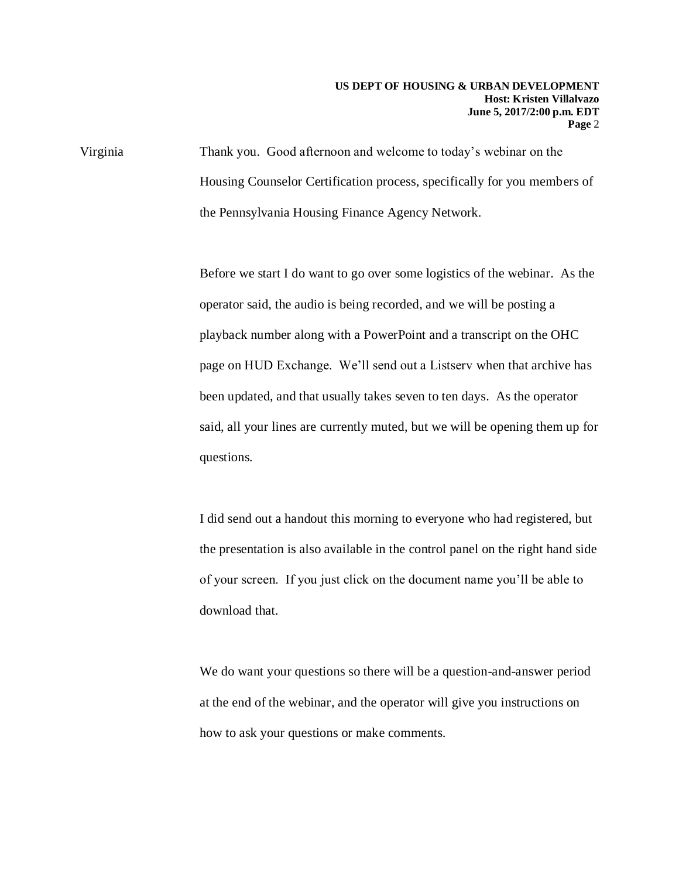Virginia Thank you. Good afternoon and welcome to today's webinar on the Housing Counselor Certification process, specifically for you members of the Pennsylvania Housing Finance Agency Network.

Before we start I do want to go over some logistics of the webinar. As the operator said, the audio is being recorded, and we will be posting a playback number along with a PowerPoint and a transcript on the OHC page on HUD Exchange. We'll send out a Listserv when that archive has been updated, and that usually takes seven to ten days. As the operator said, all your lines are currently muted, but we will be opening them up for questions.

I did send out a handout this morning to everyone who had registered, but the presentation is also available in the control panel on the right hand side of your screen. If you just click on the document name you'll be able to download that.

We do want your questions so there will be a question-and-answer period at the end of the webinar, and the operator will give you instructions on how to ask your questions or make comments.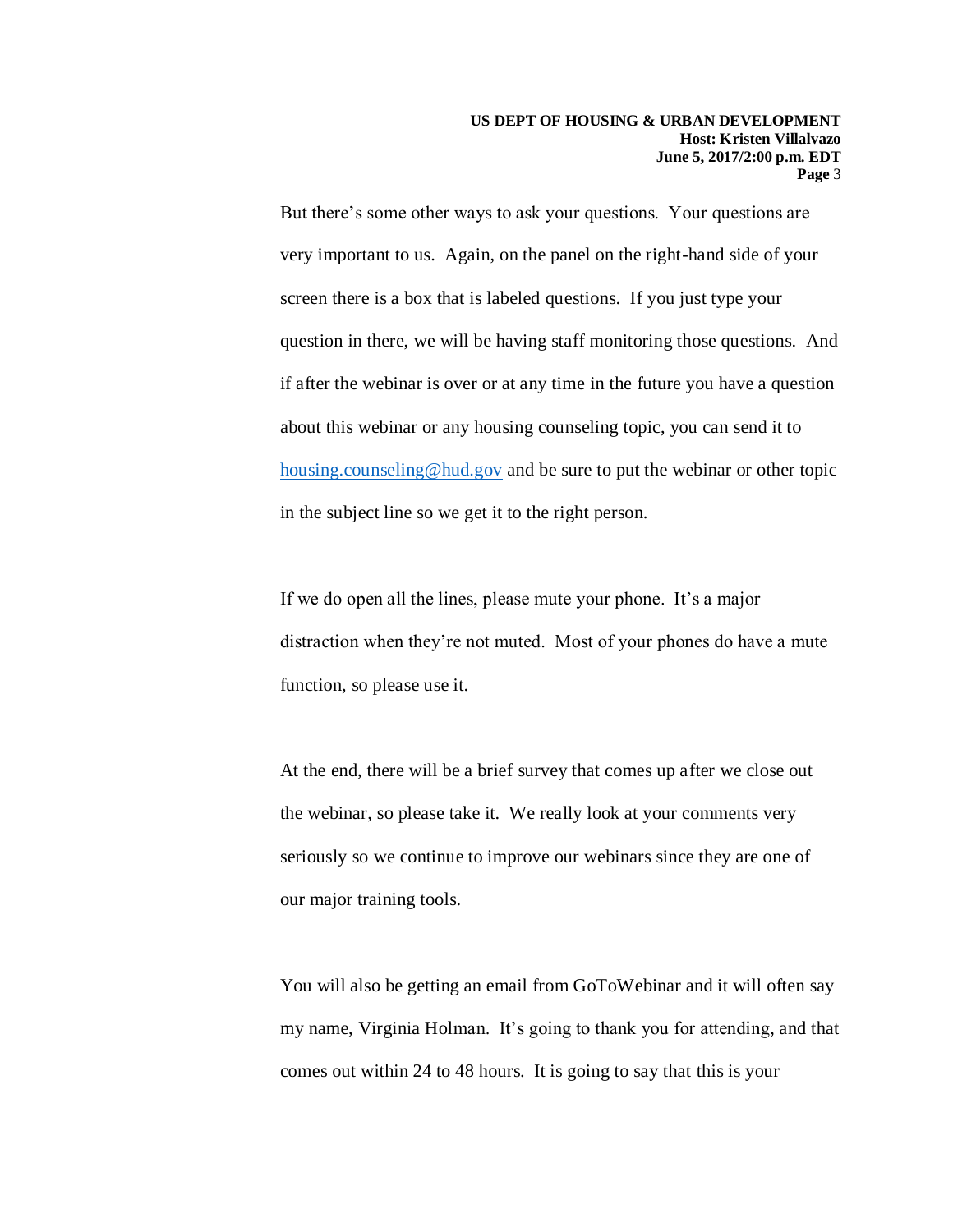But there's some other ways to ask your questions. Your questions are very important to us. Again, on the panel on the right-hand side of your screen there is a box that is labeled questions. If you just type your question in there, we will be having staff monitoring those questions. And if after the webinar is over or at any time in the future you have a question about this webinar or any housing counseling topic, you can send it to housing.counseling@hud.gov and be sure to put the webinar or other topic in the subject line so we get it to the right person.

If we do open all the lines, please mute your phone. It's a major distraction when they're not muted. Most of your phones do have a mute function, so please use it.

At the end, there will be a brief survey that comes up after we close out the webinar, so please take it. We really look at your comments very seriously so we continue to improve our webinars since they are one of our major training tools.

You will also be getting an email from GoToWebinar and it will often say my name, Virginia Holman. It's going to thank you for attending, and that comes out within 24 to 48 hours. It is going to say that this is your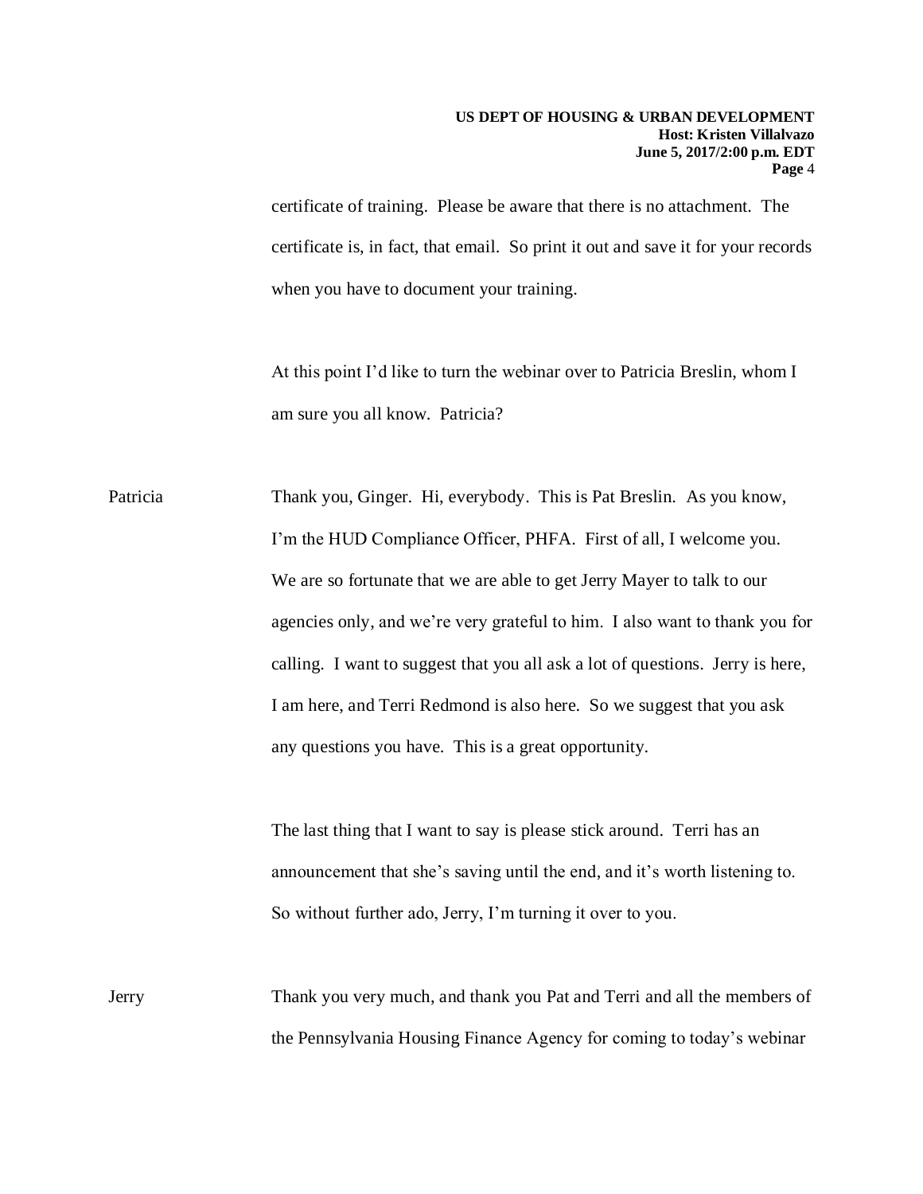certificate of training. Please be aware that there is no attachment. The certificate is, in fact, that email. So print it out and save it for your records when you have to document your training.

At this point I'd like to turn the webinar over to Patricia Breslin, whom I am sure you all know. Patricia?

Patricia: Thank you, Ginger. Hi, everybody. This is Pat Breslin. As you know, I'm the HUD Compliance Officer, PHFA. First of all, I welcome you. We are so fortunate that we are able to get Jerry Mayer to talk to our agencies only, and we're very grateful to him. I also want to thank you for calling. I want to suggest that you all ask a lot of questions. Jerry is here, I am here, and Terri Redmond is also here. So we suggest that you ask any questions you have. This is a great opportunity.

The last thing that I want to say is please stick around. Terri has an announcement that she's saving until the end, and it's worth listening to. So without further ado, Jerry, I'm turning it over to you.

Jerry: Thank you very much, and thank you Pat and Terri and all the members of the Pennsylvania Housing Finance Agency for coming to today's webinar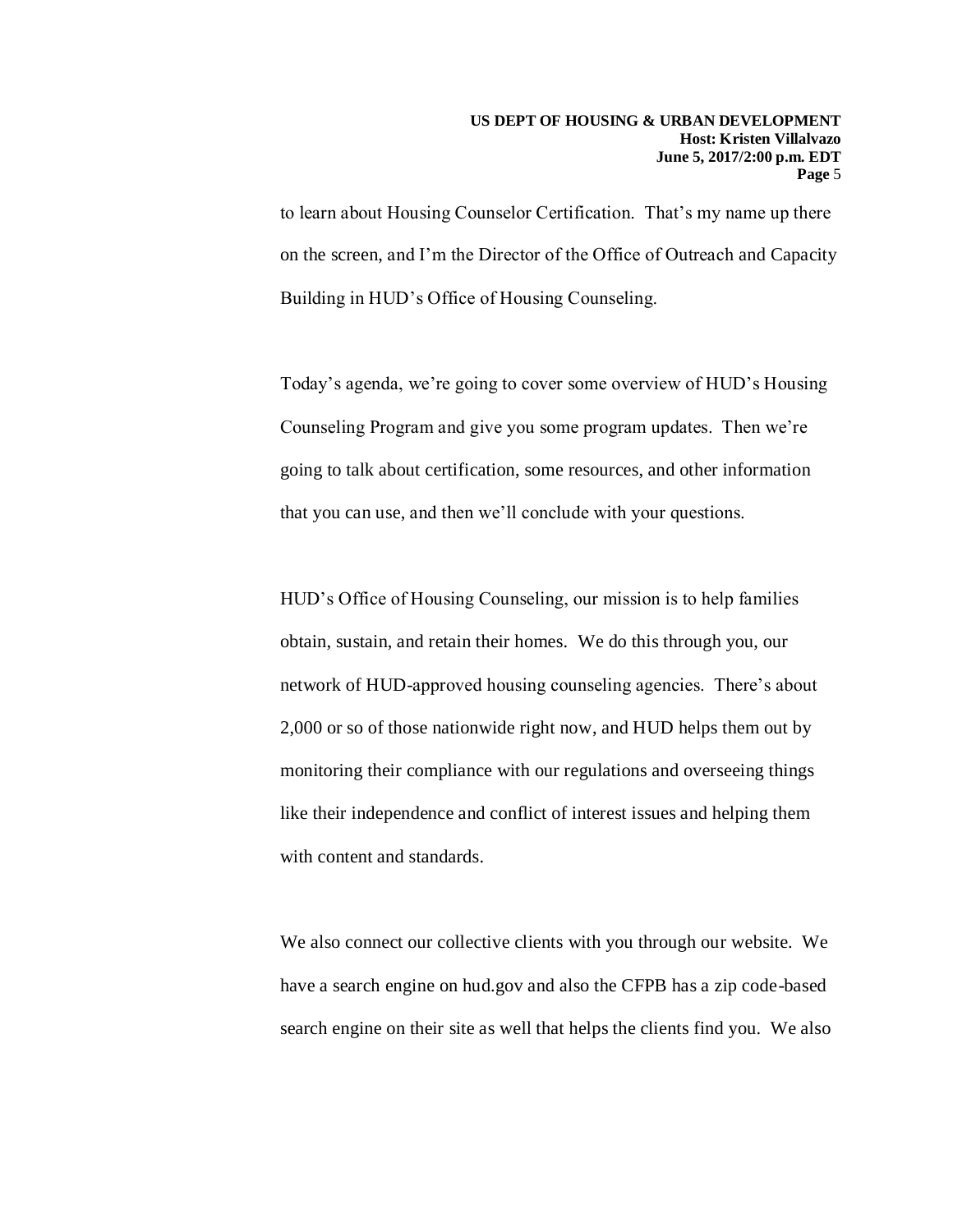to learn about Housing Counselor Certification. That's my name up there on the screen, and I'm the Director of the Office of Outreach and Capacity Building in HUD's Office of Housing Counseling.

Today's agenda, we're going to cover some overview of HUD's Housing Counseling Program and give you some program updates. Then we're going to talk about certification, some resources, and other information that you can use, and then we'll conclude with your questions.

HUD's Office of Housing Counseling, our mission is to help families obtain, sustain, and retain their homes. We do this through you, our network of HUD-approved housing counseling agencies. There's about 2,000 or so of those nationwide right now, and HUD helps them out by monitoring their compliance with our regulations and overseeing things like their independence and conflict of interest issues and helping them with content and standards.

We also connect our collective clients with you through our website. We have a search engine on hud.gov and also the CFPB has a zip code-based search engine on their site as well that helps the clients find you. We also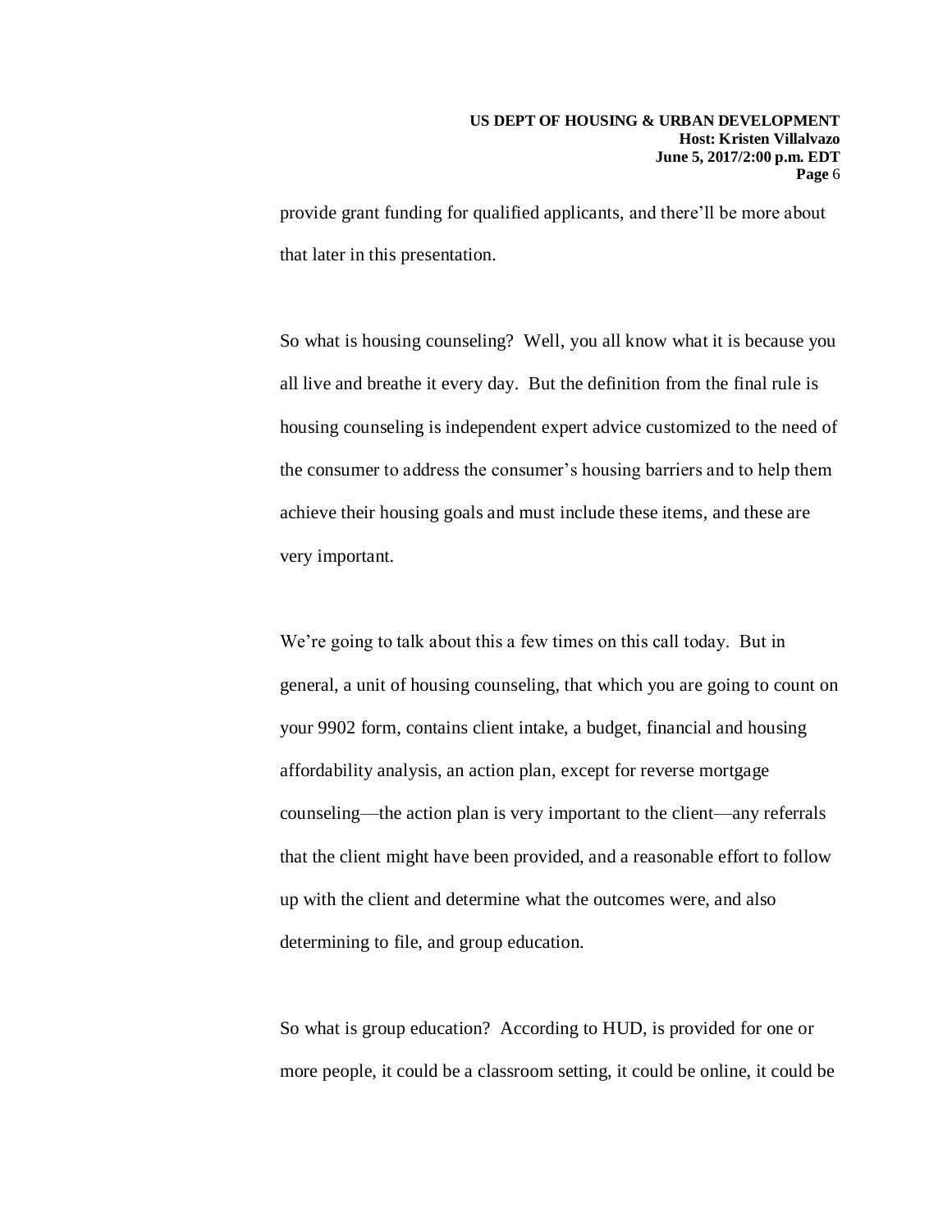provide grant funding for qualified applicants, and there'll be more about that later in this presentation.

So what is housing counseling? Well, you all know what it is because you all live and breathe it every day. But the definition from the final rule is housing counseling is independent expert advice customized to the need of the consumer to address the consumer's housing barriers and to help them achieve their housing goals and must include these items, and these are very important.

We're going to talk about this a few times on this call today. But in general, a unit of housing counseling, that which you are going to count on your 9902 form, contains client intake, a budget, financial and housing affordability analysis, an action plan, except for reverse mortgage counseling—the action plan is very important to the client—any referrals that the client might have been provided, and a reasonable effort to follow up with the client and determine what the outcomes were, and also determining to file, and group education.

So what is group education? According to HUD, is provided for one or more people, it could be a classroom setting, it could be online, it could be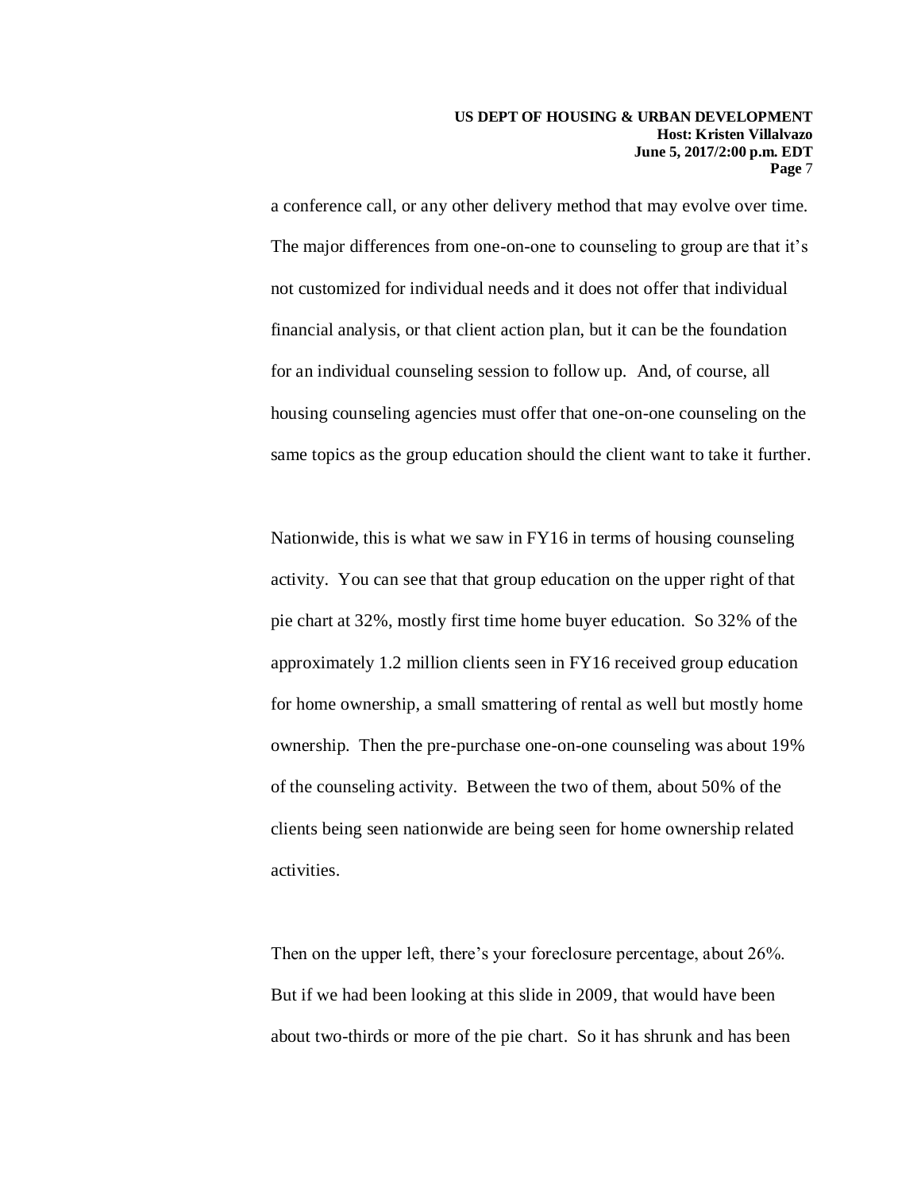a conference call, or any other delivery method that may evolve over time. The major differences from one-on-one to counseling to group are that it's not customized for individual needs and it does not offer that individual financial analysis, or that client action plan, but it can be the foundation for an individual counseling session to follow up. And, of course, all housing counseling agencies must offer that one-on-one counseling on the same topics as the group education should the client want to take it further.

Nationwide, this is what we saw in FY16 in terms of housing counseling activity. You can see that that group education on the upper right of that pie chart at 32%, mostly first time home buyer education. So 32% of the approximately 1.2 million clients seen in FY16 received group education for home ownership, a small smattering of rental as well but mostly home ownership. Then the pre-purchase one-on-one counseling was about 19% of the counseling activity. Between the two of them, about 50% of the clients being seen nationwide are being seen for home ownership related activities.

Then on the upper left, there's your foreclosure percentage, about 26%. But if we had been looking at this slide in 2009, that would have been about two-thirds or more of the pie chart. So it has shrunk and has been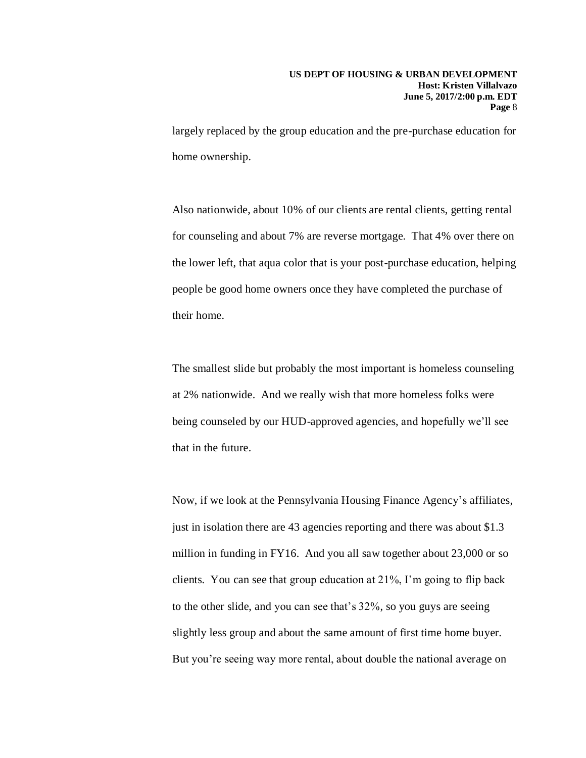largely replaced by the group education and the pre-purchase education for home ownership.

Also nationwide, about 10% of our clients are rental clients, getting rental for counseling and about 7% are reverse mortgage. That 4% over there on the lower left, that aqua color that is your post-purchase education, helping people be good home owners once they have completed the purchase of their home.

The smallest slide but probably the most important is homeless counseling at 2% nationwide. And we really wish that more homeless folks were being counseled by our HUD-approved agencies, and hopefully we'll see that in the future.

Now, if we look at the Pennsylvania Housing Finance Agency's affiliates, just in isolation there are 43 agencies reporting and there was about $1.3 million in funding in FY16. And you all saw together about 23,000 or so clients. You can see that group education at 21%, I'm going to flip back to the other slide, and you can see that's 32%, so you guys are seeing slightly less group and about the same amount of first time home buyer. But you're seeing way more rental, about double the national average on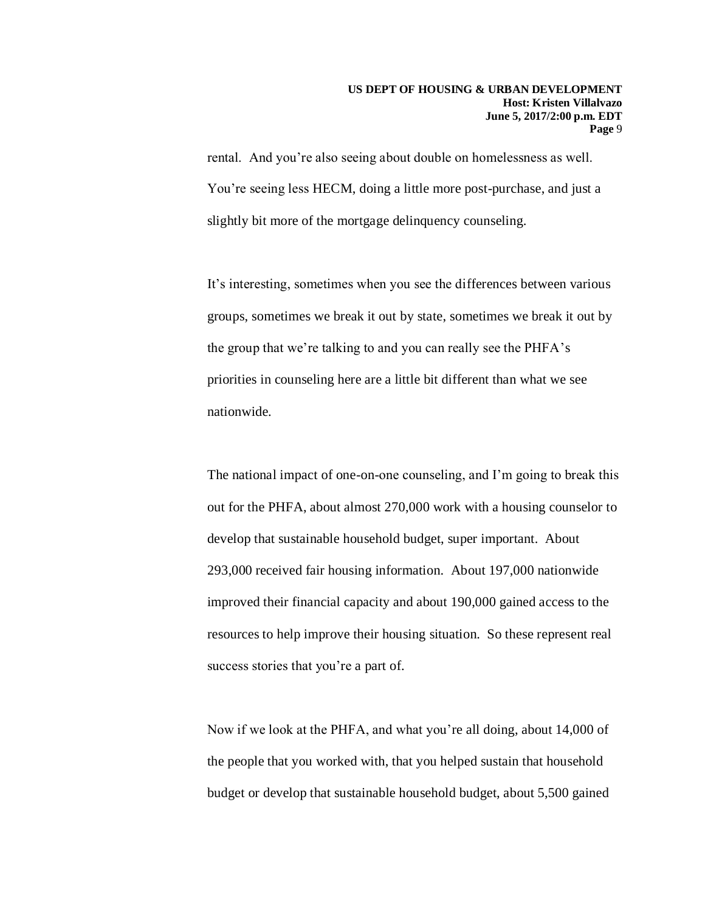rental. And you're also seeing about double on homelessness as well. You're seeing less HECM, doing a little more post-purchase, and just a slightly bit more of the mortgage delinquency counseling.

It's interesting, sometimes when you see the differences between various groups, sometimes we break it out by state, sometimes we break it out by the group that we're talking to and you can really see the PHFA's priorities in counseling here are a little bit different than what we see nationwide.

The national impact of one-on-one counseling, and I'm going to break this out for the PHFA, about almost 270,000 work with a housing counselor to develop that sustainable household budget, super important. About 293,000 received fair housing information. About 197,000 nationwide improved their financial capacity and about 190,000 gained access to the resources to help improve their housing situation. So these represent real success stories that you're a part of.

Now if we look at the PHFA, and what you're all doing, about 14,000 of the people that you worked with, that you helped sustain that household budget or develop that sustainable household budget, about 5,500 gained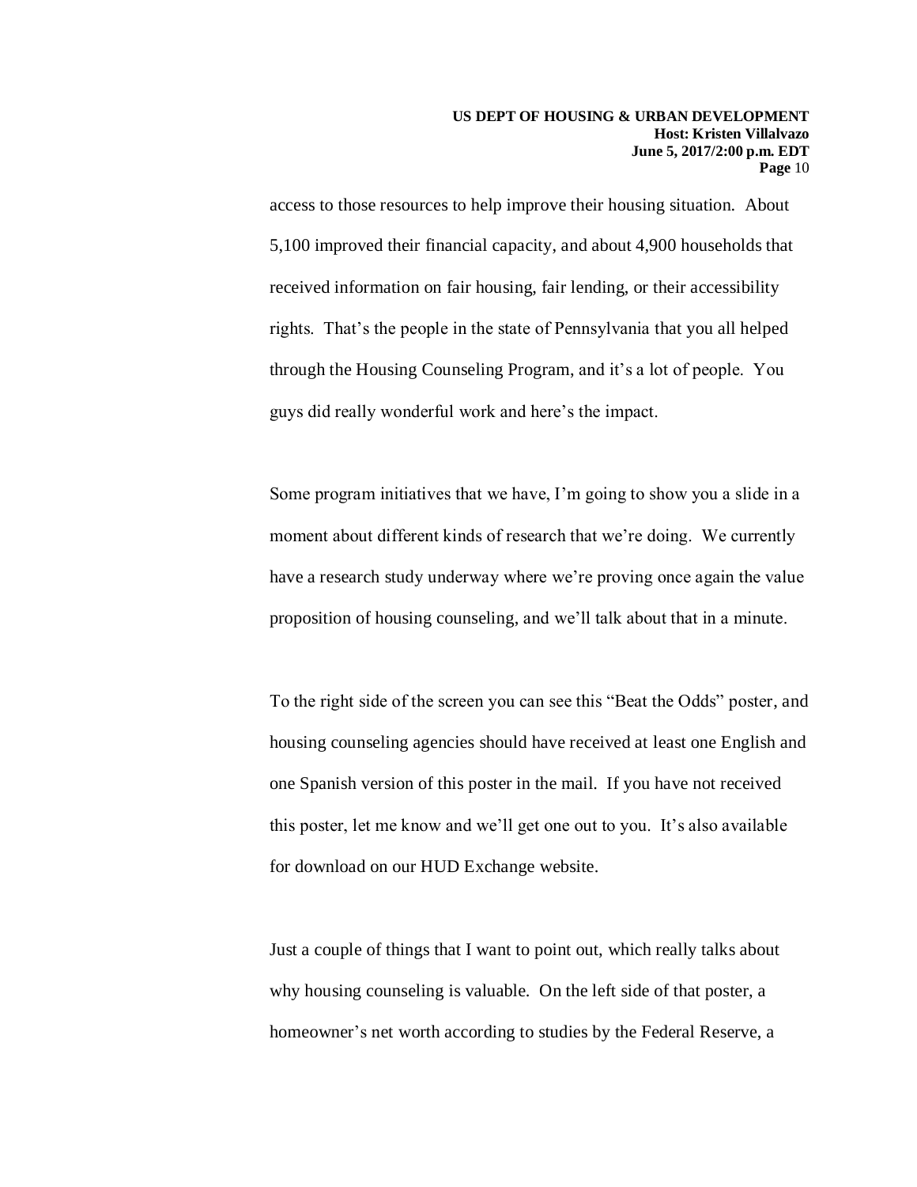access to those resources to help improve their housing situation. About 5,100 improved their financial capacity, and about 4,900 households that received information on fair housing, fair lending, or their accessibility rights. That's the people in the state of Pennsylvania that you all helped through the Housing Counseling Program, and it's a lot of people. You guys did really wonderful work and here's the impact.

Some program initiatives that we have, I'm going to show you a slide in a moment about different kinds of research that we're doing. We currently have a research study underway where we're proving once again the value proposition of housing counseling, and we'll talk about that in a minute.

To the right side of the screen you can see this "Beat the Odds" poster, and housing counseling agencies should have received at least one English and one Spanish version of this poster in the mail. If you have not received this poster, let me know and we'll get one out to you. It's also available for download on our HUD Exchange website.

Just a couple of things that I want to point out, which really talks about why housing counseling is valuable. On the left side of that poster, a homeowner's net worth according to studies by the Federal Reserve, a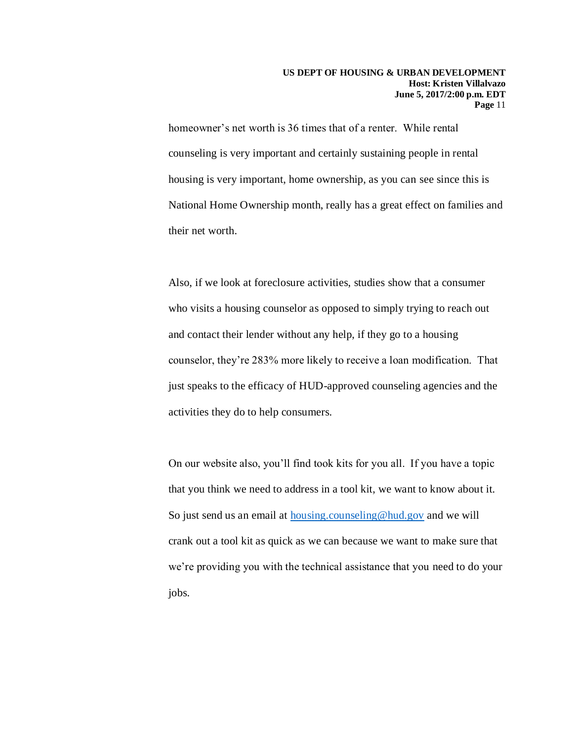homeowner's net worth is 36 times that of a renter. While rental counseling is very important and certainly sustaining people in rental housing is very important, home ownership, as you can see since this is National Home Ownership month, really has a great effect on families and their net worth.

Also, if we look at foreclosure activities, studies show that a consumer who visits a housing counselor as opposed to simply trying to reach out and contact their lender without any help, if they go to a housing counselor, they're 283% more likely to receive a loan modification. That just speaks to the efficacy of HUD-approved counseling agencies and the activities they do to help consumers.

On our website also, you'll find took kits for you all. If you have a topic that you think we need to address in a tool kit, we want to know about it. So just send us an email at housing.counseling@hud.gov and we will crank out a tool kit as quick as we can because we want to make sure that we're providing you with the technical assistance that you need to do your jobs.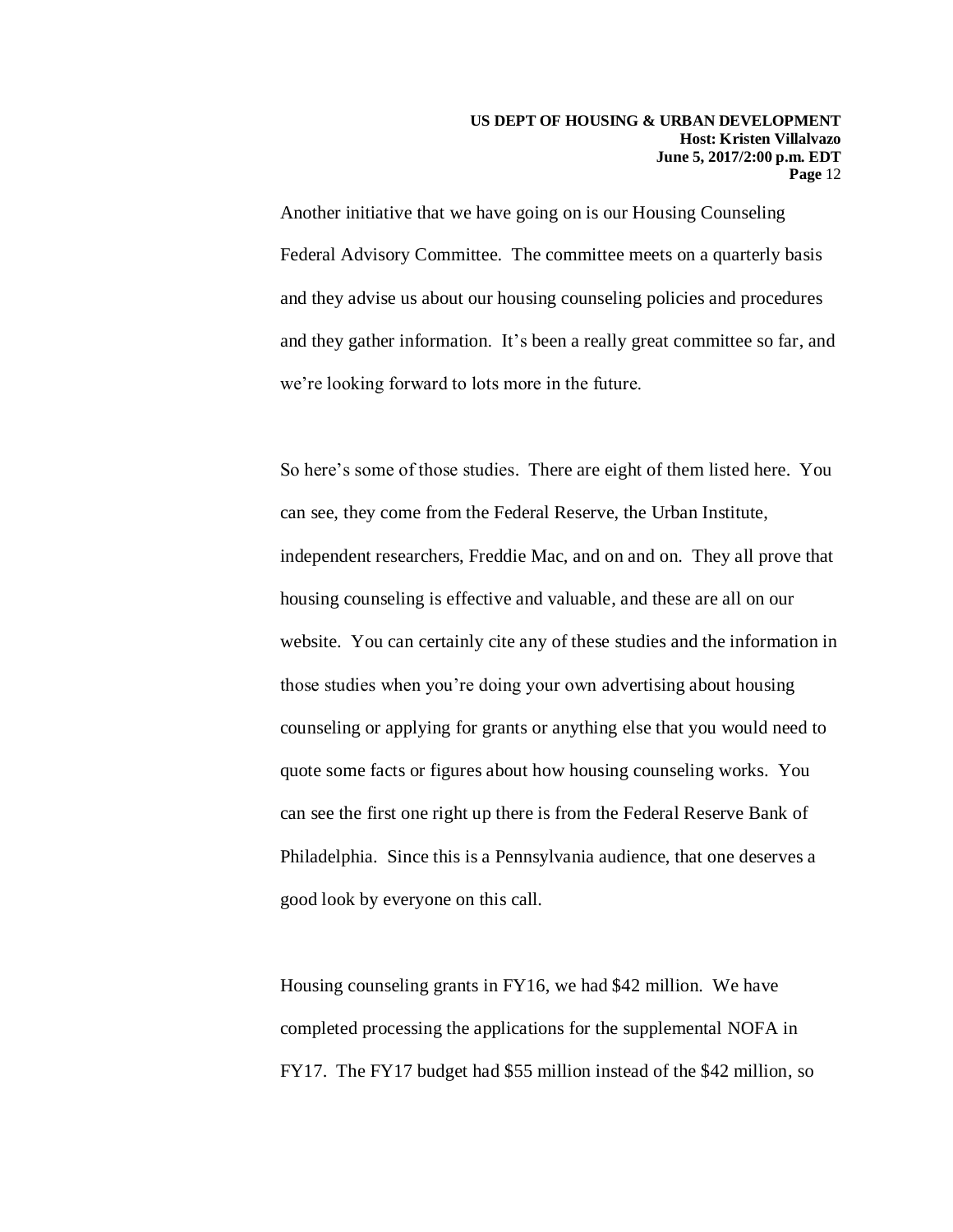Another initiative that we have going on is our Housing Counseling Federal Advisory Committee. The committee meets on a quarterly basis and they advise us about our housing counseling policies and procedures and they gather information. It's been a really great committee so far, and we're looking forward to lots more in the future.

So here's some of those studies. There are eight of them listed here. You can see, they come from the Federal Reserve, the Urban Institute, independent researchers, Freddie Mac, and on and on. They all prove that housing counseling is effective and valuable, and these are all on our website. You can certainly cite any of these studies and the information in those studies when you're doing your own advertising about housing counseling or applying for grants or anything else that you would need to quote some facts or figures about how housing counseling works. You can see the first one right up there is from the Federal Reserve Bank of Philadelphia. Since this is a Pennsylvania audience, that one deserves a good look by everyone on this call.

Housing counseling grants in FY16, we had $42 million. We have completed processing the applications for the supplemental NOFA in FY17. The FY17 budget had $55 million instead of the $42 million, so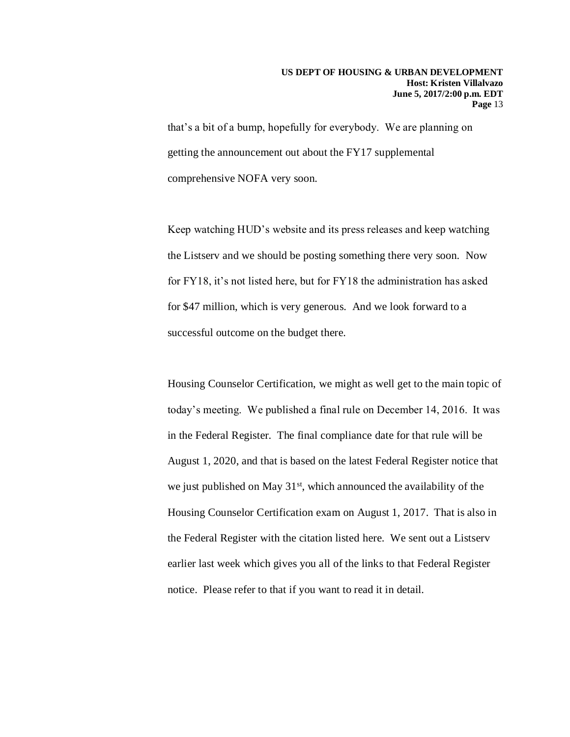that's a bit of a bump, hopefully for everybody. We are planning on getting the announcement out about the FY17 supplemental comprehensive NOFA very soon.

Keep watching HUD's website and its press releases and keep watching the Listserv and we should be posting something there very soon. Now for FY18, it's not listed here, but for FY18 the administration has asked for $47 million, which is very generous. And we look forward to a successful outcome on the budget there.

Housing Counselor Certification, we might as well get to the main topic of today's meeting. We published a final rule on December 14, 2016. It was in the Federal Register. The final compliance date for that rule will be August 1, 2020, and that is based on the latest Federal Register notice that we just published on May 31st, which announced the availability of the Housing Counselor Certification exam on August 1, 2017. That is also in the Federal Register with the citation listed here. We sent out a Listserv earlier last week which gives you all of the links to that Federal Register notice. Please refer to that if you want to read it in detail.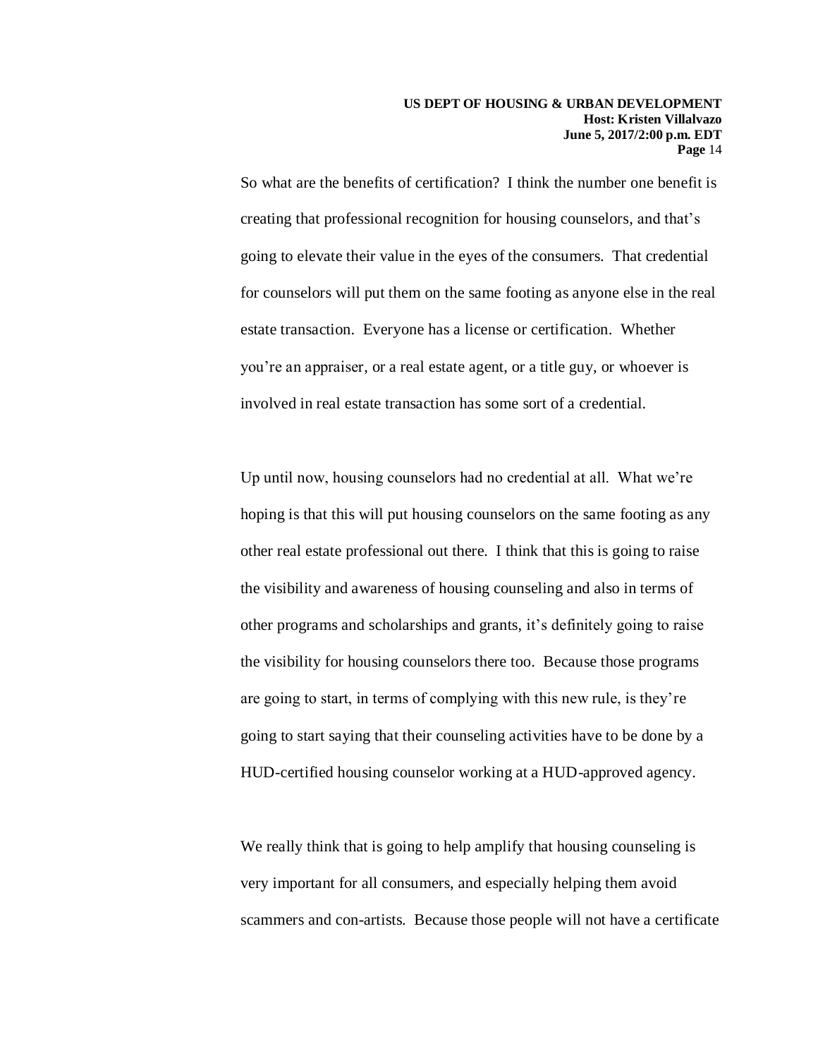So what are the benefits of certification? I think the number one benefit is creating that professional recognition for housing counselors, and that's going to elevate their value in the eyes of the consumers. That credential for counselors will put them on the same footing as anyone else in the real estate transaction. Everyone has a license or certification. Whether you're an appraiser, or a real estate agent, or a title guy, or whoever is involved in real estate transaction has some sort of a credential.

Up until now, housing counselors had no credential at all. What we're hoping is that this will put housing counselors on the same footing as any other real estate professional out there. I think that this is going to raise the visibility and awareness of housing counseling and also in terms of other programs and scholarships and grants, it's definitely going to raise the visibility for housing counselors there too. Because those programs are going to start, in terms of complying with this new rule, is they're going to start saying that their counseling activities have to be done by a HUD-certified housing counselor working at a HUD-approved agency.

We really think that is going to help amplify that housing counseling is very important for all consumers, and especially helping them avoid scammers and con-artists. Because those people will not have a certificate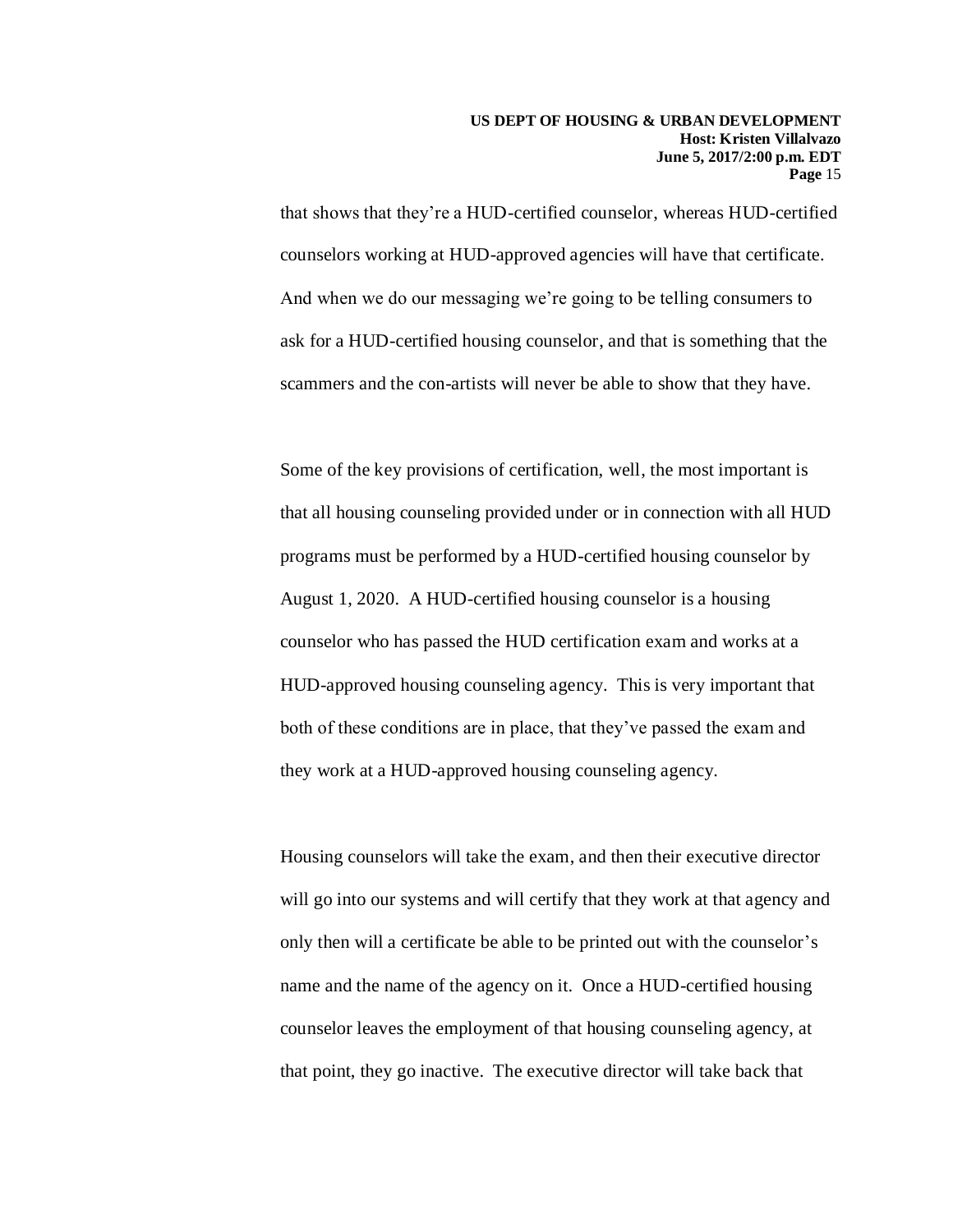that shows that they're a HUD-certified counselor, whereas HUD-certified counselors working at HUD-approved agencies will have that certificate. And when we do our messaging we're going to be telling consumers to ask for a HUD-certified housing counselor, and that is something that the scammers and the con-artists will never be able to show that they have.

Some of the key provisions of certification, well, the most important is that all housing counseling provided under or in connection with all HUD programs must be performed by a HUD-certified housing counselor by August 1, 2020. A HUD-certified housing counselor is a housing counselor who has passed the HUD certification exam and works at a HUD-approved housing counseling agency. This is very important that both of these conditions are in place, that they've passed the exam and they work at a HUD-approved housing counseling agency.

Housing counselors will take the exam, and then their executive director will go into our systems and will certify that they work at that agency and only then will a certificate be able to be printed out with the counselor's name and the name of the agency on it. Once a HUD-certified housing counselor leaves the employment of that housing counseling agency, at that point, they go inactive. The executive director will take back that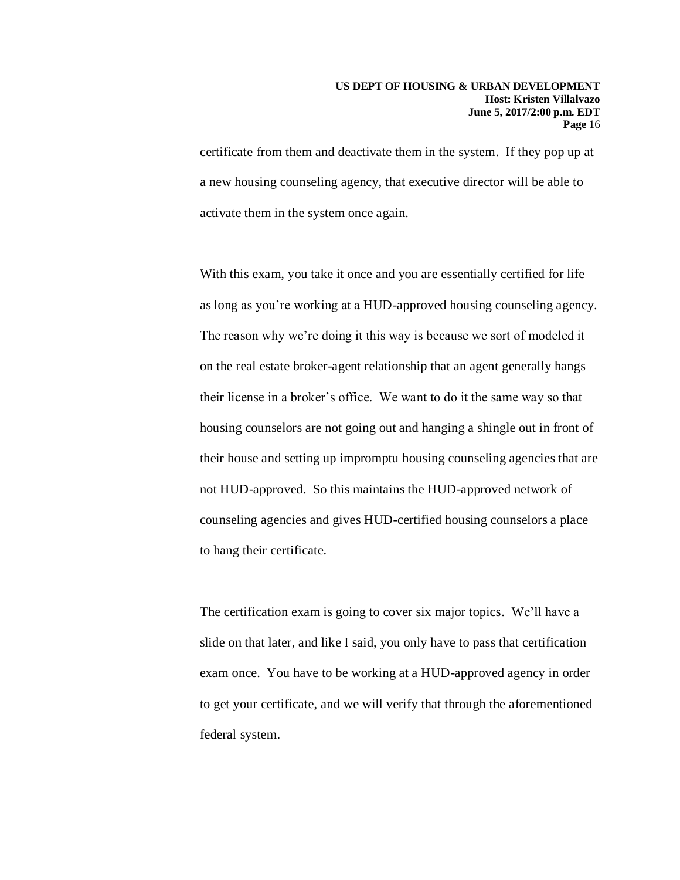certificate from them and deactivate them in the system. If they pop up at a new housing counseling agency, that executive director will be able to activate them in the system once again.

With this exam, you take it once and you are essentially certified for life as long as you're working at a HUD-approved housing counseling agency. The reason why we're doing it this way is because we sort of modeled it on the real estate broker-agent relationship that an agent generally hangs their license in a broker's office. We want to do it the same way so that housing counselors are not going out and hanging a shingle out in front of their house and setting up impromptu housing counseling agencies that are not HUD-approved. So this maintains the HUD-approved network of counseling agencies and gives HUD-certified housing counselors a place to hang their certificate.

The certification exam is going to cover six major topics. We'll have a slide on that later, and like I said, you only have to pass that certification exam once. You have to be working at a HUD-approved agency in order to get your certificate, and we will verify that through the aforementioned federal system.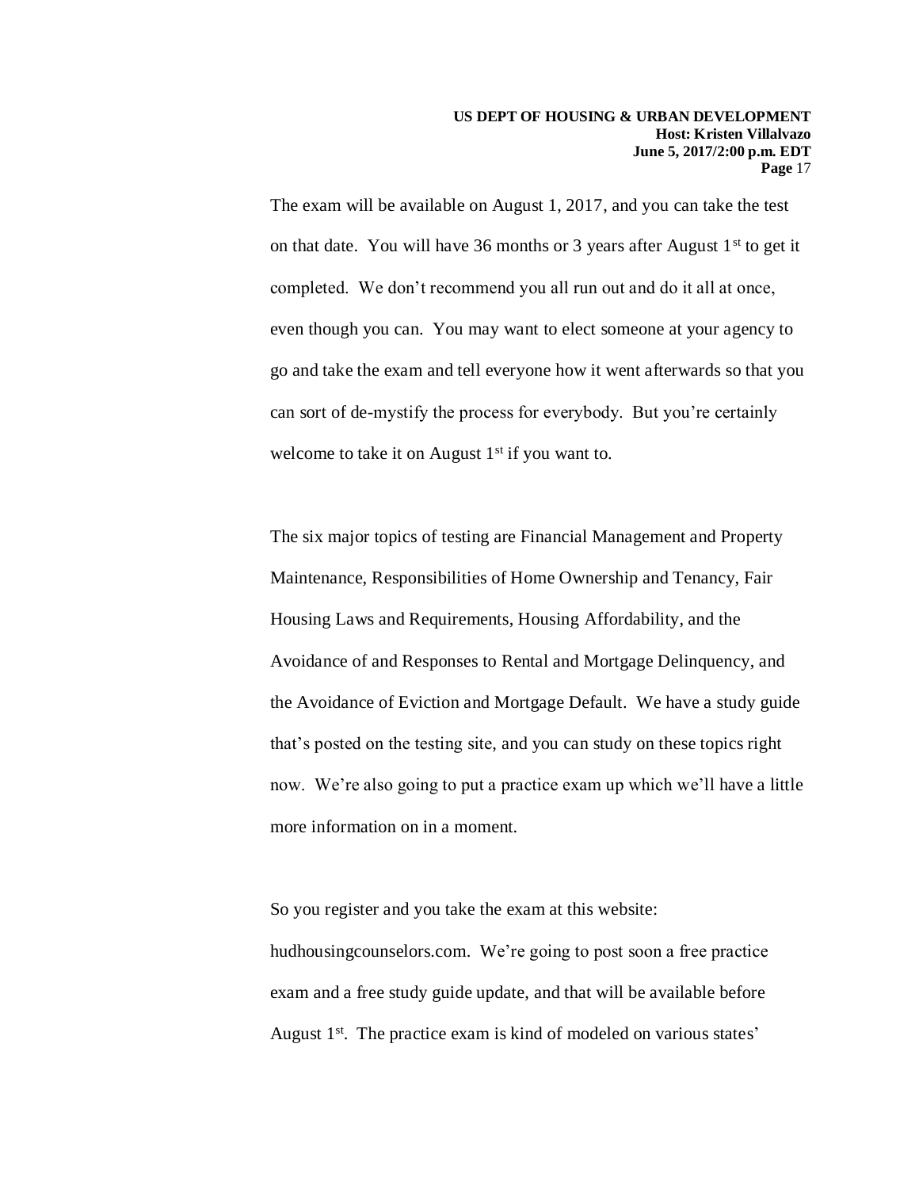The exam will be available on August 1, 2017, and you can take the test on that date. You will have 36 months or 3 years after August 1st to get it completed. We don't recommend you all run out and do it all at once, even though you can. You may want to elect someone at your agency to go and take the exam and tell everyone how it went afterwards so that you can sort of de-mystify the process for everybody. But you're certainly welcome to take it on August 1st if you want to.

The six major topics of testing are Financial Management and Property Maintenance, Responsibilities of Home Ownership and Tenancy, Fair Housing Laws and Requirements, Housing Affordability, and the Avoidance of and Responses to Rental and Mortgage Delinquency, and the Avoidance of Eviction and Mortgage Default. We have a study guide that's posted on the testing site, and you can study on these topics right now. We're also going to put a practice exam up which we'll have a little more information on in a moment.

So you register and you take the exam at this website: hudhousingcounselors.com. We're going to post soon a free practice exam and a free study guide update, and that will be available before August 1st. The practice exam is kind of modeled on various states'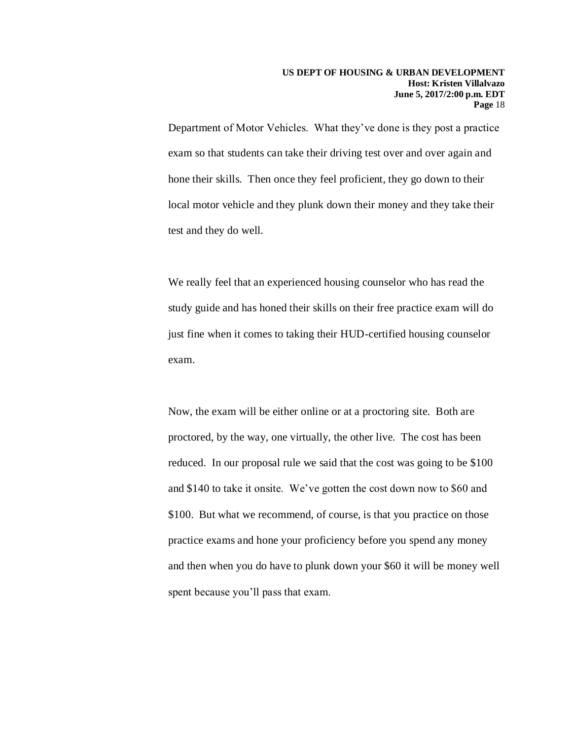Department of Motor Vehicles. What they've done is they post a practice exam so that students can take their driving test over and over again and hone their skills. Then once they feel proficient, they go down to their local motor vehicle and they plunk down their money and they take their test and they do well.

We really feel that an experienced housing counselor who has read the study guide and has honed their skills on their free practice exam will do just fine when it comes to taking their HUD-certified housing counselor exam.

Now, the exam will be either online or at a proctoring site. Both are proctored, by the way, one virtually, the other live. The cost has been reduced. In our proposal rule we said that the cost was going to be $100 and $140 to take it onsite. We've gotten the cost down now to $60 and $100. But what we recommend, of course, is that you practice on those practice exams and hone your proficiency before you spend any money and then when you do have to plunk down your $60 it will be money well spent because you'll pass that exam.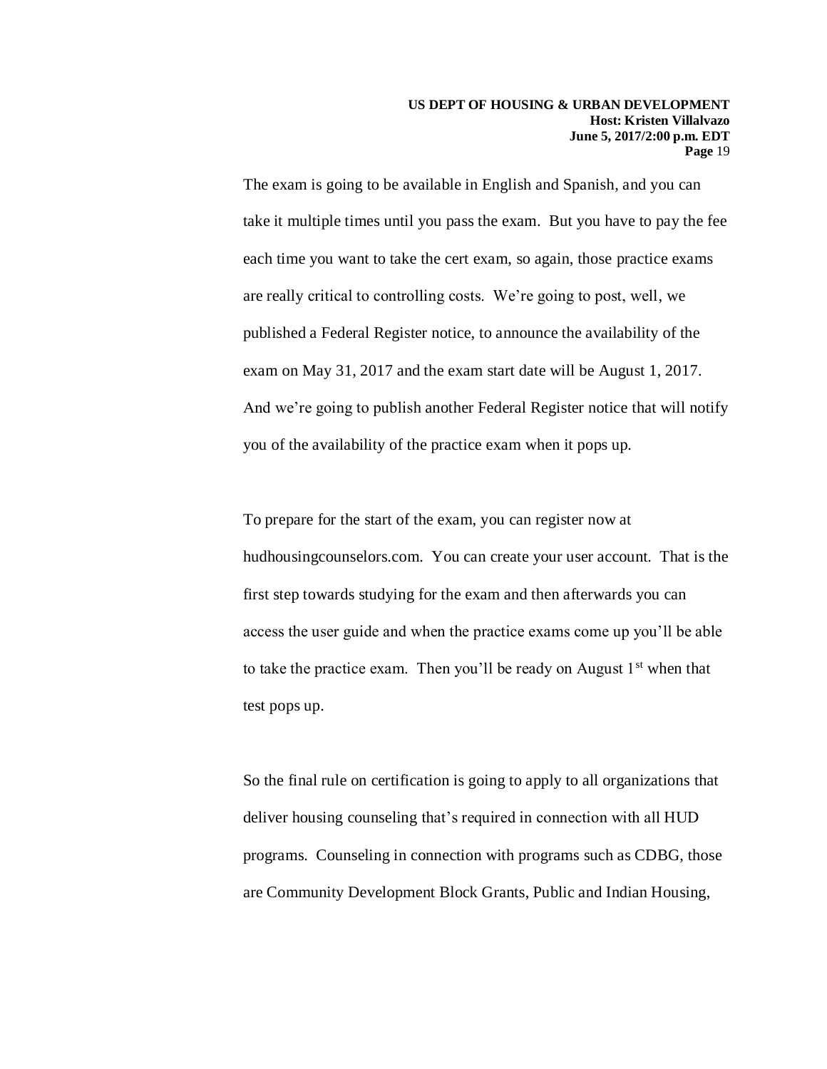The exam is going to be available in English and Spanish, and you can take it multiple times until you pass the exam. But you have to pay the fee each time you want to take the cert exam, so again, those practice exams are really critical to controlling costs. We're going to post, well, we published a Federal Register notice, to announce the availability of the exam on May 31, 2017 and the exam start date will be August 1, 2017. And we're going to publish another Federal Register notice that will notify you of the availability of the practice exam when it pops up.

To prepare for the start of the exam, you can register now at hudhousingcounselors.com. You can create your user account. That is the first step towards studying for the exam and then afterwards you can access the user guide and when the practice exams come up you'll be able to take the practice exam. Then you'll be ready on August 1st when that test pops up.

So the final rule on certification is going to apply to all organizations that deliver housing counseling that's required in connection with all HUD programs. Counseling in connection with programs such as CDBG, those are Community Development Block Grants, Public and Indian Housing,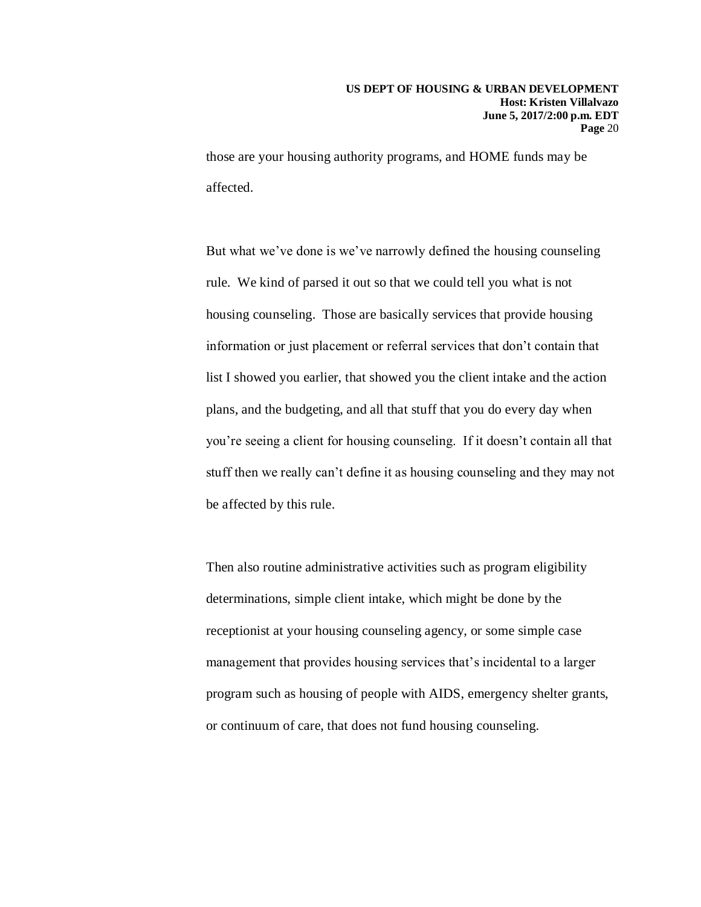those are your housing authority programs, and HOME funds may be affected.

But what we've done is we've narrowly defined the housing counseling rule. We kind of parsed it out so that we could tell you what is not housing counseling. Those are basically services that provide housing information or just placement or referral services that don't contain that list I showed you earlier, that showed you the client intake and the action plans, and the budgeting, and all that stuff that you do every day when you're seeing a client for housing counseling. If it doesn't contain all that stuff then we really can't define it as housing counseling and they may not be affected by this rule.

Then also routine administrative activities such as program eligibility determinations, simple client intake, which might be done by the receptionist at your housing counseling agency, or some simple case management that provides housing services that's incidental to a larger program such as housing of people with AIDS, emergency shelter grants, or continuum of care, that does not fund housing counseling.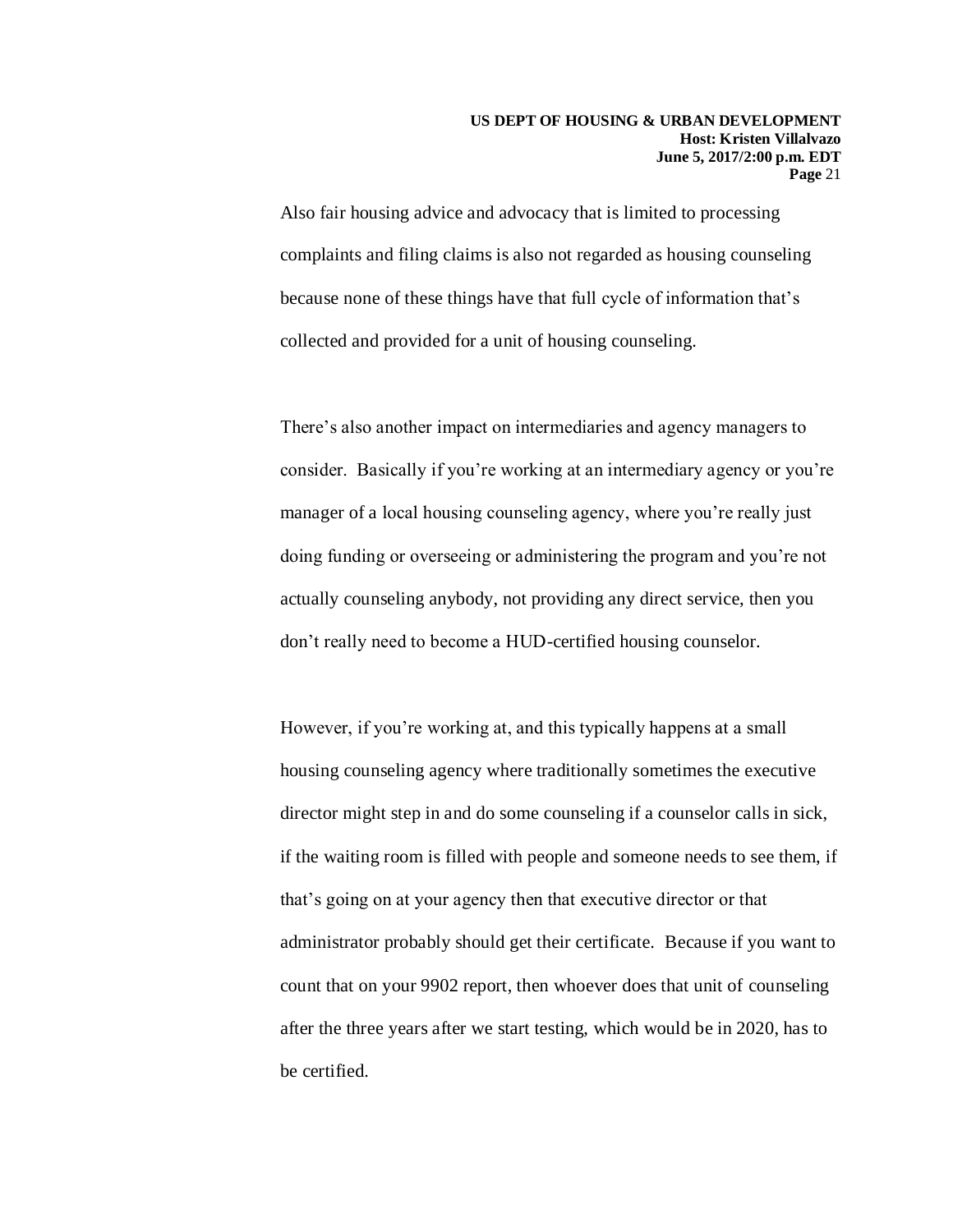Also fair housing advice and advocacy that is limited to processing complaints and filing claims is also not regarded as housing counseling because none of these things have that full cycle of information that's collected and provided for a unit of housing counseling.

There's also another impact on intermediaries and agency managers to consider. Basically if you're working at an intermediary agency or you're manager of a local housing counseling agency, where you're really just doing funding or overseeing or administering the program and you're not actually counseling anybody, not providing any direct service, then you don't really need to become a HUD-certified housing counselor.

However, if you're working at, and this typically happens at a small housing counseling agency where traditionally sometimes the executive director might step in and do some counseling if a counselor calls in sick, if the waiting room is filled with people and someone needs to see them, if that's going on at your agency then that executive director or that administrator probably should get their certificate. Because if you want to count that on your 9902 report, then whoever does that unit of counseling after the three years after we start testing, which would be in 2020, has to be certified.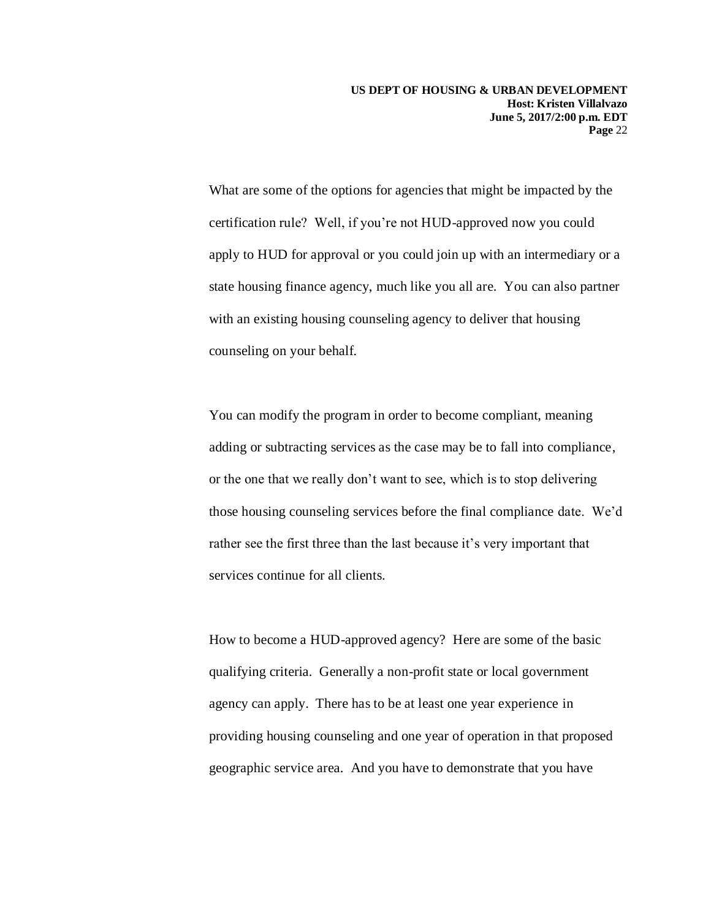What are some of the options for agencies that might be impacted by the certification rule? Well, if you're not HUD-approved now you could apply to HUD for approval or you could join up with an intermediary or a state housing finance agency, much like you all are. You can also partner with an existing housing counseling agency to deliver that housing counseling on your behalf.

You can modify the program in order to become compliant, meaning adding or subtracting services as the case may be to fall into compliance, or the one that we really don't want to see, which is to stop delivering those housing counseling services before the final compliance date. We'd rather see the first three than the last because it's very important that services continue for all clients.

How to become a HUD-approved agency? Here are some of the basic qualifying criteria. Generally a non-profit state or local government agency can apply. There has to be at least one year experience in providing housing counseling and one year of operation in that proposed geographic service area. And you have to demonstrate that you have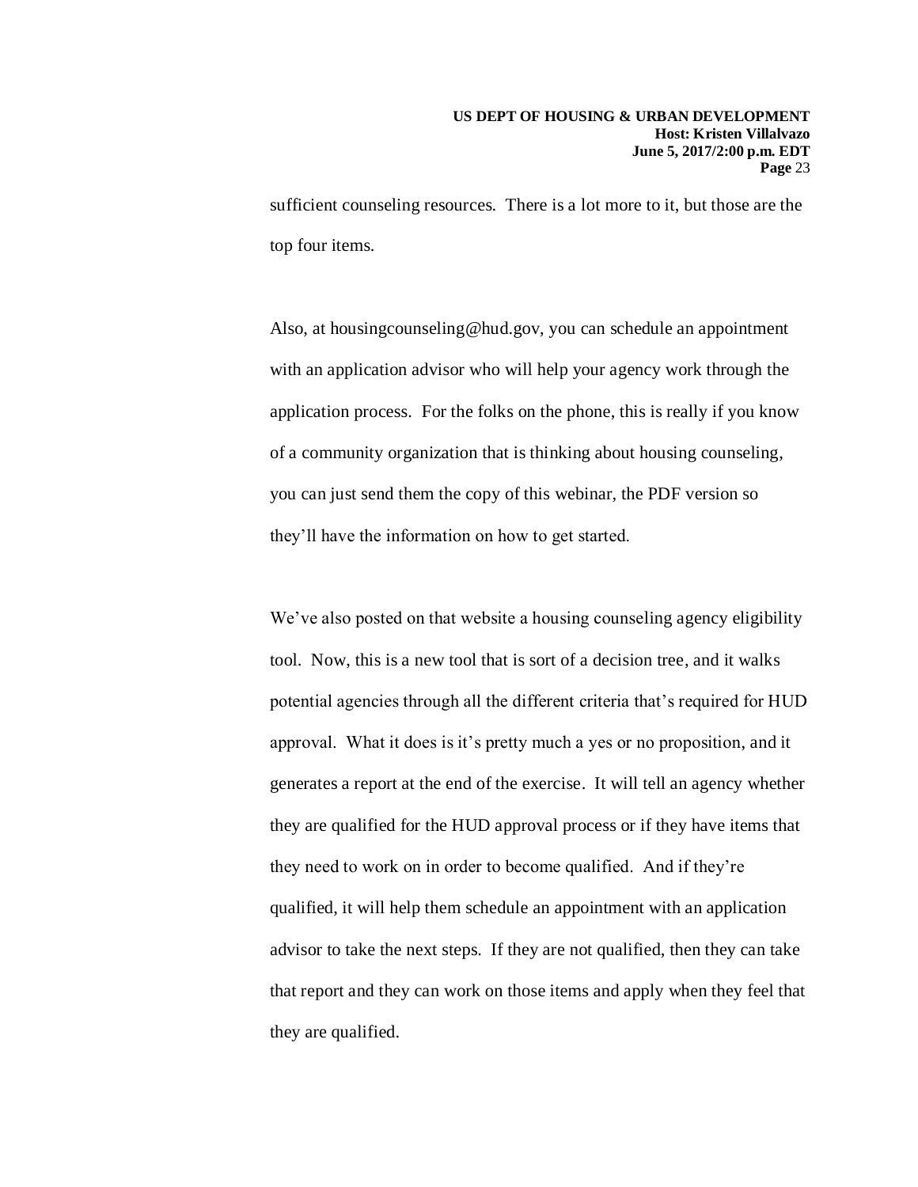sufficient counseling resources. There is a lot more to it, but those are the top four items.

Also, at housingcounseling@hud.gov, you can schedule an appointment with an application advisor who will help your agency work through the application process. For the folks on the phone, this is really if you know of a community organization that is thinking about housing counseling, you can just send them the copy of this webinar, the PDF version so they'll have the information on how to get started.

We've also posted on that website a housing counseling agency eligibility tool. Now, this is a new tool that is sort of a decision tree, and it walks potential agencies through all the different criteria that's required for HUD approval. What it does is it's pretty much a yes or no proposition, and it generates a report at the end of the exercise. It will tell an agency whether they are qualified for the HUD approval process or if they have items that they need to work on in order to become qualified. And if they're qualified, it will help them schedule an appointment with an application advisor to take the next steps. If they are not qualified, then they can take that report and they can work on those items and apply when they feel that they are qualified.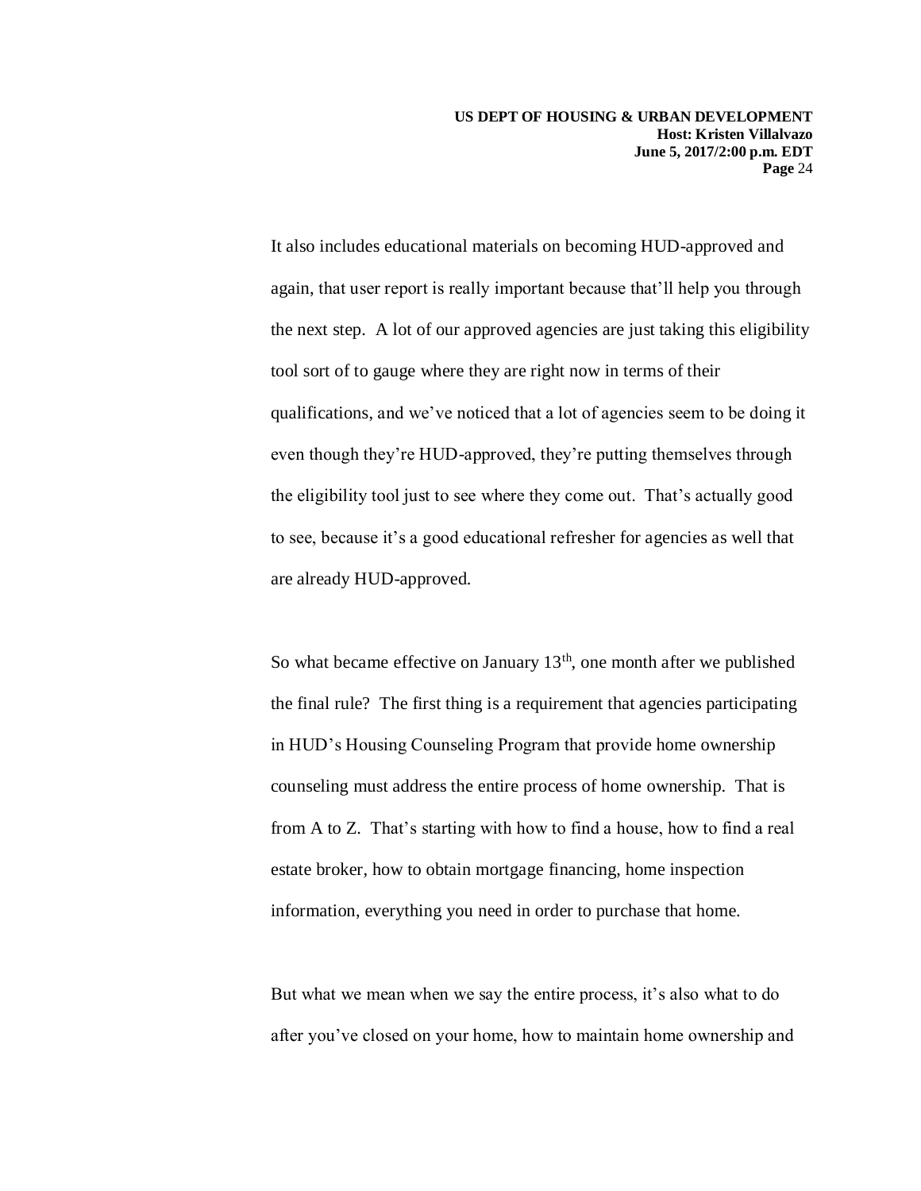It also includes educational materials on becoming HUD-approved and again, that user report is really important because that'll help you through the next step. A lot of our approved agencies are just taking this eligibility tool sort of to gauge where they are right now in terms of their qualifications, and we've noticed that a lot of agencies seem to be doing it even though they're HUD-approved, they're putting themselves through the eligibility tool just to see where they come out. That's actually good to see, because it's a good educational refresher for agencies as well that are already HUD-approved.

So what became effective on January 13th, one month after we published the final rule? The first thing is a requirement that agencies participating in HUD's Housing Counseling Program that provide home ownership counseling must address the entire process of home ownership. That is from A to Z. That's starting with how to find a house, how to find a real estate broker, how to obtain mortgage financing, home inspection information, everything you need in order to purchase that home.

But what we mean when we say the entire process, it's also what to do after you've closed on your home, how to maintain home ownership and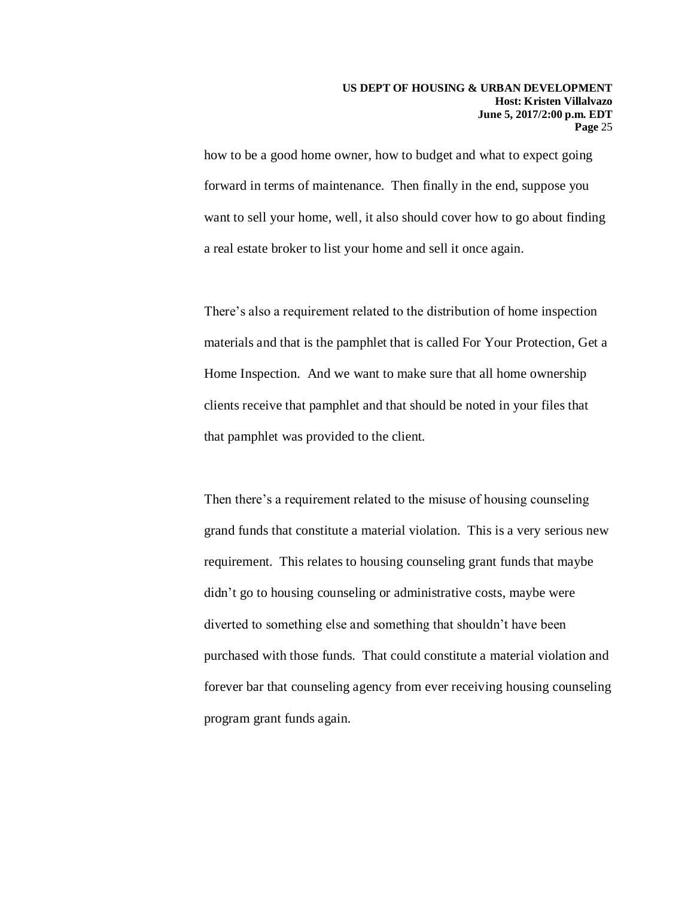how to be a good home owner, how to budget and what to expect going forward in terms of maintenance. Then finally in the end, suppose you want to sell your home, well, it also should cover how to go about finding a real estate broker to list your home and sell it once again.

There's also a requirement related to the distribution of home inspection materials and that is the pamphlet that is called For Your Protection, Get a Home Inspection. And we want to make sure that all home ownership clients receive that pamphlet and that should be noted in your files that that pamphlet was provided to the client.

Then there's a requirement related to the misuse of housing counseling grand funds that constitute a material violation. This is a very serious new requirement. This relates to housing counseling grant funds that maybe didn't go to housing counseling or administrative costs, maybe were diverted to something else and something that shouldn't have been purchased with those funds. That could constitute a material violation and forever bar that counseling agency from ever receiving housing counseling program grant funds again.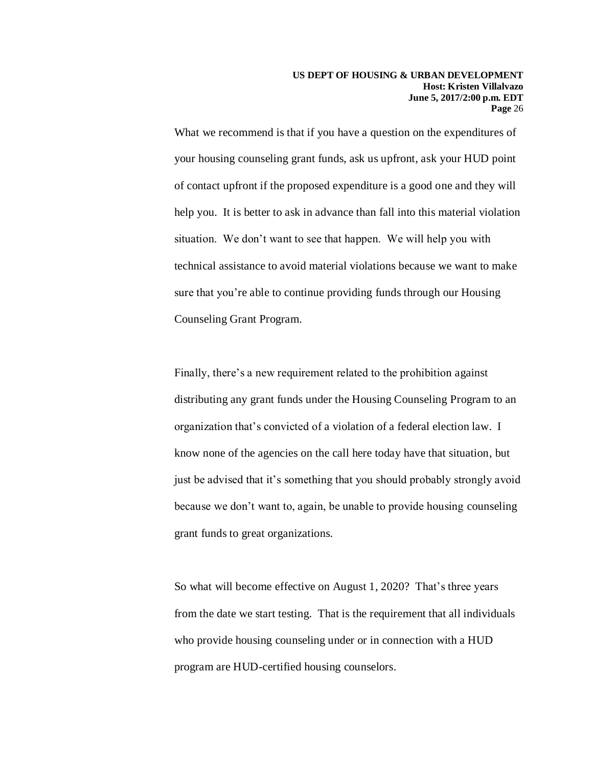What we recommend is that if you have a question on the expenditures of your housing counseling grant funds, ask us upfront, ask your HUD point of contact upfront if the proposed expenditure is a good one and they will help you. It is better to ask in advance than fall into this material violation situation. We don't want to see that happen. We will help you with technical assistance to avoid material violations because we want to make sure that you're able to continue providing funds through our Housing Counseling Grant Program.

Finally, there's a new requirement related to the prohibition against distributing any grant funds under the Housing Counseling Program to an organization that's convicted of a violation of a federal election law. I know none of the agencies on the call here today have that situation, but just be advised that it's something that you should probably strongly avoid because we don't want to, again, be unable to provide housing counseling grant funds to great organizations.

So what will become effective on August 1, 2020? That's three years from the date we start testing. That is the requirement that all individuals who provide housing counseling under or in connection with a HUD program are HUD-certified housing counselors.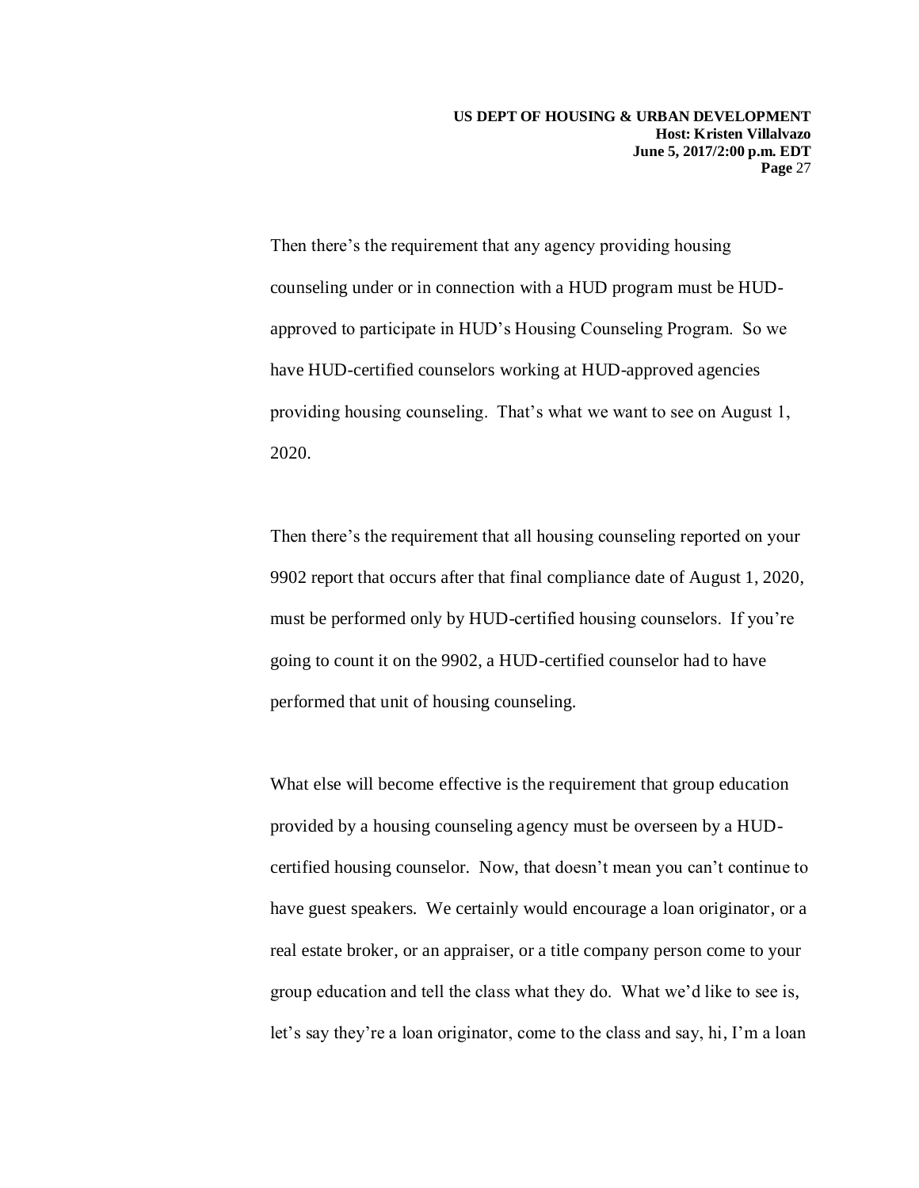Then there's the requirement that any agency providing housing counseling under or in connection with a HUD program must be HUD-approved to participate in HUD's Housing Counseling Program. So we have HUD-certified counselors working at HUD-approved agencies providing housing counseling. That's what we want to see on August 1, 2020.

Then there's the requirement that all housing counseling reported on your 9902 report that occurs after that final compliance date of August 1, 2020, must be performed only by HUD-certified housing counselors. If you're going to count it on the 9902, a HUD-certified counselor had to have performed that unit of housing counseling.

What else will become effective is the requirement that group education provided by a housing counseling agency must be overseen by a HUD-certified housing counselor. Now, that doesn't mean you can't continue to have guest speakers. We certainly would encourage a loan originator, or a real estate broker, or an appraiser, or a title company person come to your group education and tell the class what they do. What we'd like to see is, let's say they're a loan originator, come to the class and say, hi, I'm a loan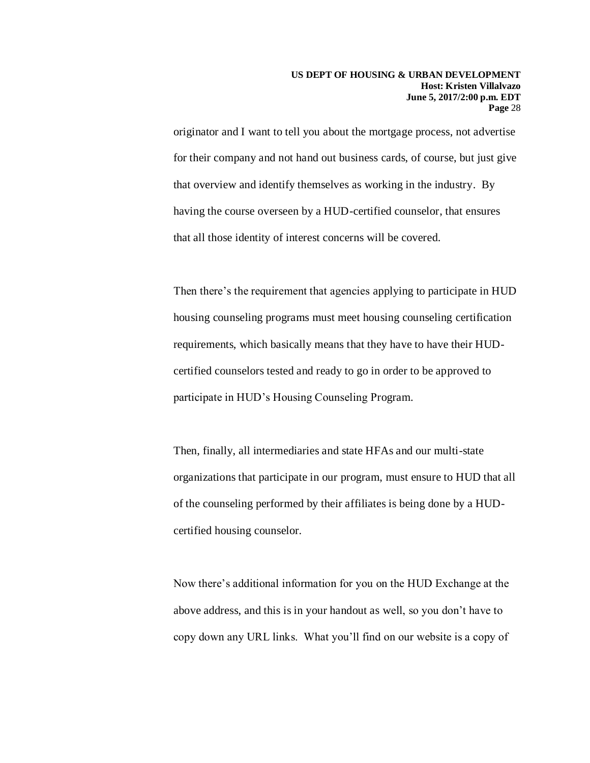originator and I want to tell you about the mortgage process, not advertise for their company and not hand out business cards, of course, but just give that overview and identify themselves as working in the industry. By having the course overseen by a HUD-certified counselor, that ensures that all those identity of interest concerns will be covered.

Then there's the requirement that agencies applying to participate in HUD housing counseling programs must meet housing counseling certification requirements, which basically means that they have to have their HUD-certified counselors tested and ready to go in order to be approved to participate in HUD's Housing Counseling Program.

Then, finally, all intermediaries and state HFAs and our multi-state organizations that participate in our program, must ensure to HUD that all of the counseling performed by their affiliates is being done by a HUD-certified housing counselor.

Now there's additional information for you on the HUD Exchange at the above address, and this is in your handout as well, so you don't have to copy down any URL links. What you'll find on our website is a copy of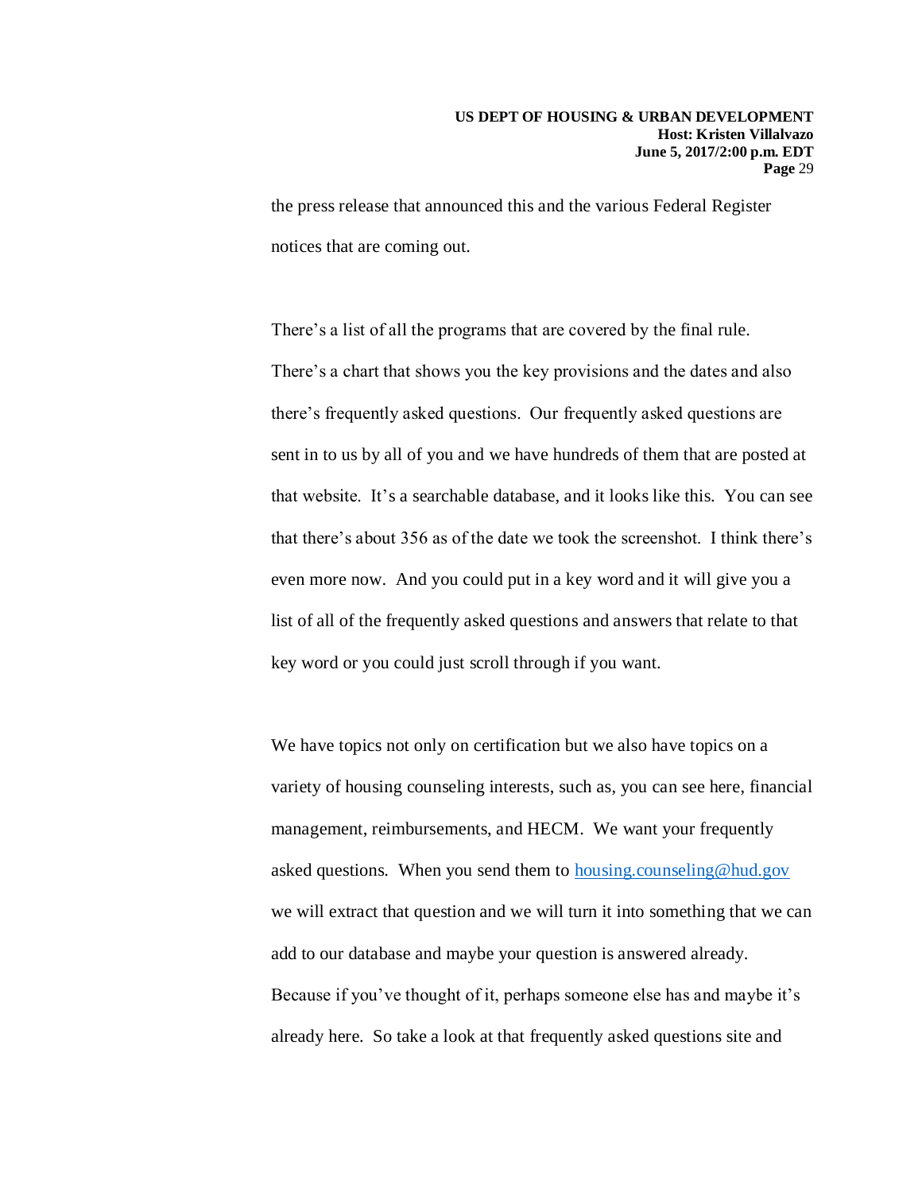the press release that announced this and the various Federal Register notices that are coming out.

There's a list of all the programs that are covered by the final rule. There's a chart that shows you the key provisions and the dates and also there's frequently asked questions. Our frequently asked questions are sent in to us by all of you and we have hundreds of them that are posted at that website. It's a searchable database, and it looks like this. You can see that there's about 356 as of the date we took the screenshot. I think there's even more now. And you could put in a key word and it will give you a list of all of the frequently asked questions and answers that relate to that key word or you could just scroll through if you want.

We have topics not only on certification but we also have topics on a variety of housing counseling interests, such as, you can see here, financial management, reimbursements, and HECM. We want your frequently asked questions. When you send them to housing.counseling@hud.gov we will extract that question and we will turn it into something that we can add to our database and maybe your question is answered already. Because if you've thought of it, perhaps someone else has and maybe it's already here. So take a look at that frequently asked questions site and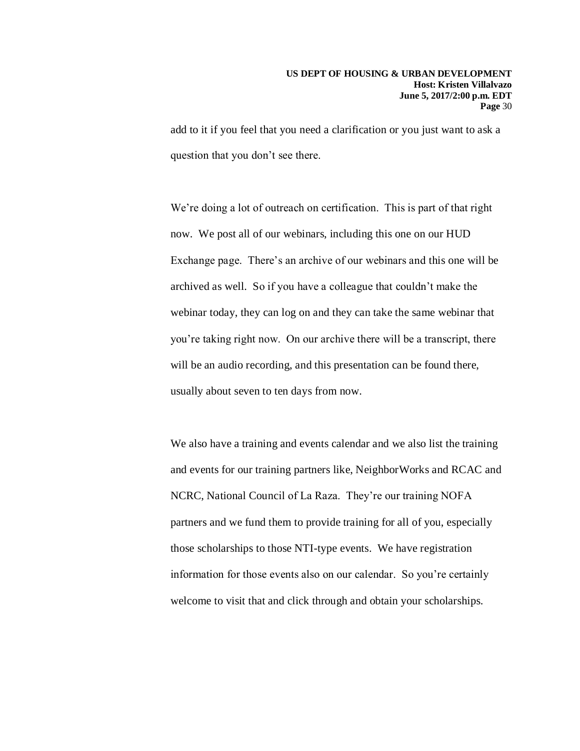add to it if you feel that you need a clarification or you just want to ask a question that you don't see there.

We're doing a lot of outreach on certification. This is part of that right now. We post all of our webinars, including this one on our HUD Exchange page. There's an archive of our webinars and this one will be archived as well. So if you have a colleague that couldn't make the webinar today, they can log on and they can take the same webinar that you're taking right now. On our archive there will be a transcript, there will be an audio recording, and this presentation can be found there, usually about seven to ten days from now.

We also have a training and events calendar and we also list the training and events for our training partners like, NeighborWorks and RCAC and NCRC, National Council of La Raza. They're our training NOFA partners and we fund them to provide training for all of you, especially those scholarships to those NTI-type events. We have registration information for those events also on our calendar. So you're certainly welcome to visit that and click through and obtain your scholarships.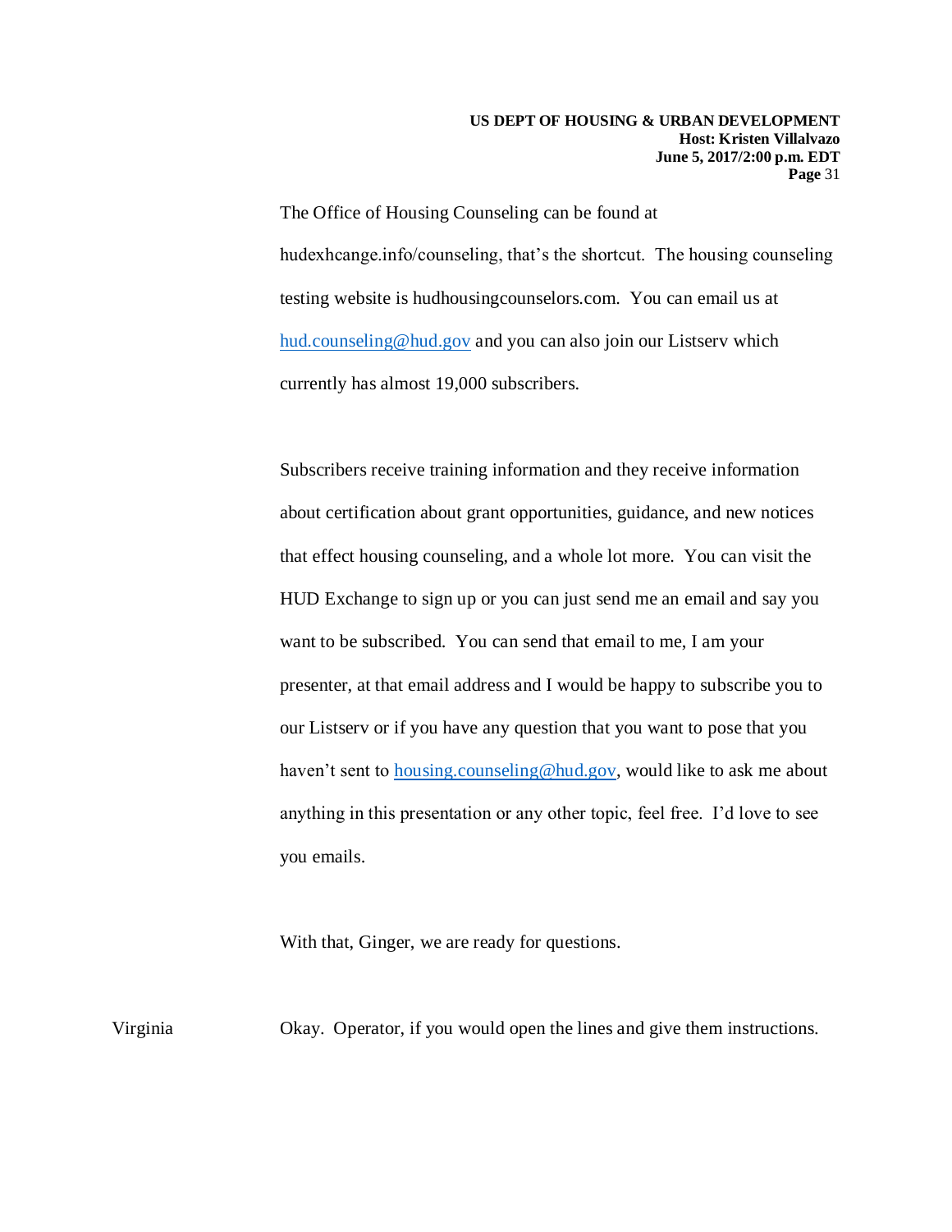The Office of Housing Counseling can be found at hudexhcange.info/counseling, that's the shortcut. The housing counseling testing website is hudhousingcounselors.com. You can email us at hud.counseling@hud.gov and you can also join our Listserv which currently has almost 19,000 subscribers.

Subscribers receive training information and they receive information about certification about grant opportunities, guidance, and new notices that effect housing counseling, and a whole lot more. You can visit the HUD Exchange to sign up or you can just send me an email and say you want to be subscribed. You can send that email to me, I am your presenter, at that email address and I would be happy to subscribe you to our Listserv or if you have any question that you want to pose that you haven't sent to housing.counseling@hud.gov, would like to ask me about anything in this presentation or any other topic, feel free. I'd love to see you emails.

With that, Ginger, we are ready for questions.

Virginia Okay. Operator, if you would open the lines and give them instructions.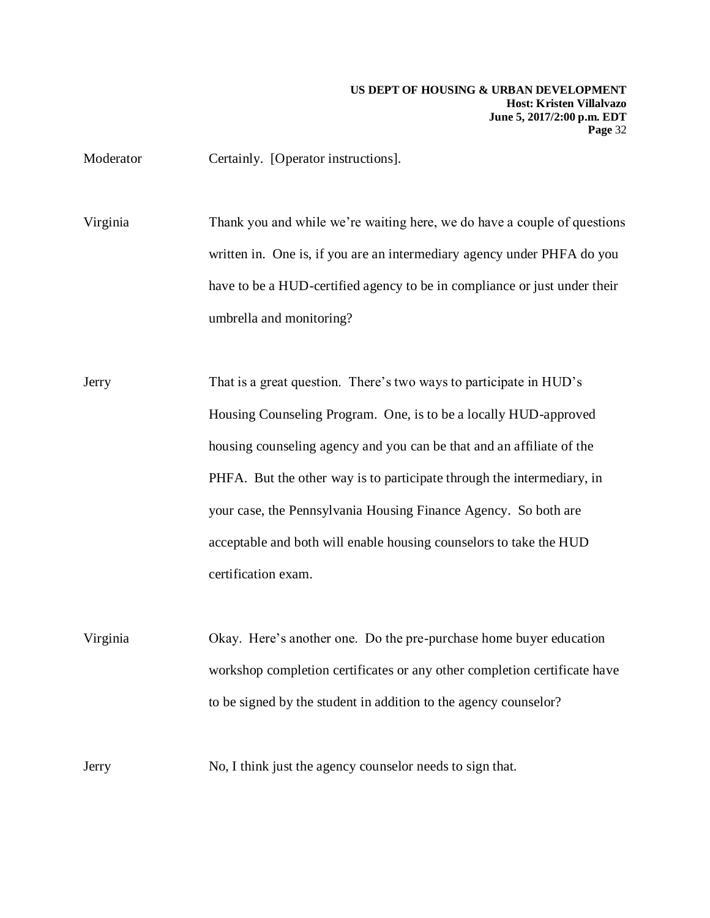Moderator Certainly. [Operator instructions].

Virginia Thank you and while we're waiting here, we do have a couple of questions written in. One is, if you are an intermediary agency under PHFA do you have to be a HUD-certified agency to be in compliance or just under their umbrella and monitoring?

Jerry That is a great question. There's two ways to participate in HUD's Housing Counseling Program. One, is to be a locally HUD-approved housing counseling agency and you can be that and an affiliate of the PHFA. But the other way is to participate through the intermediary, in your case, the Pennsylvania Housing Finance Agency. So both are acceptable and both will enable housing counselors to take the HUD certification exam.

Virginia Okay. Here's another one. Do the pre-purchase home buyer education workshop completion certificates or any other completion certificate have to be signed by the student in addition to the agency counselor?

Jerry No, I think just the agency counselor needs to sign that.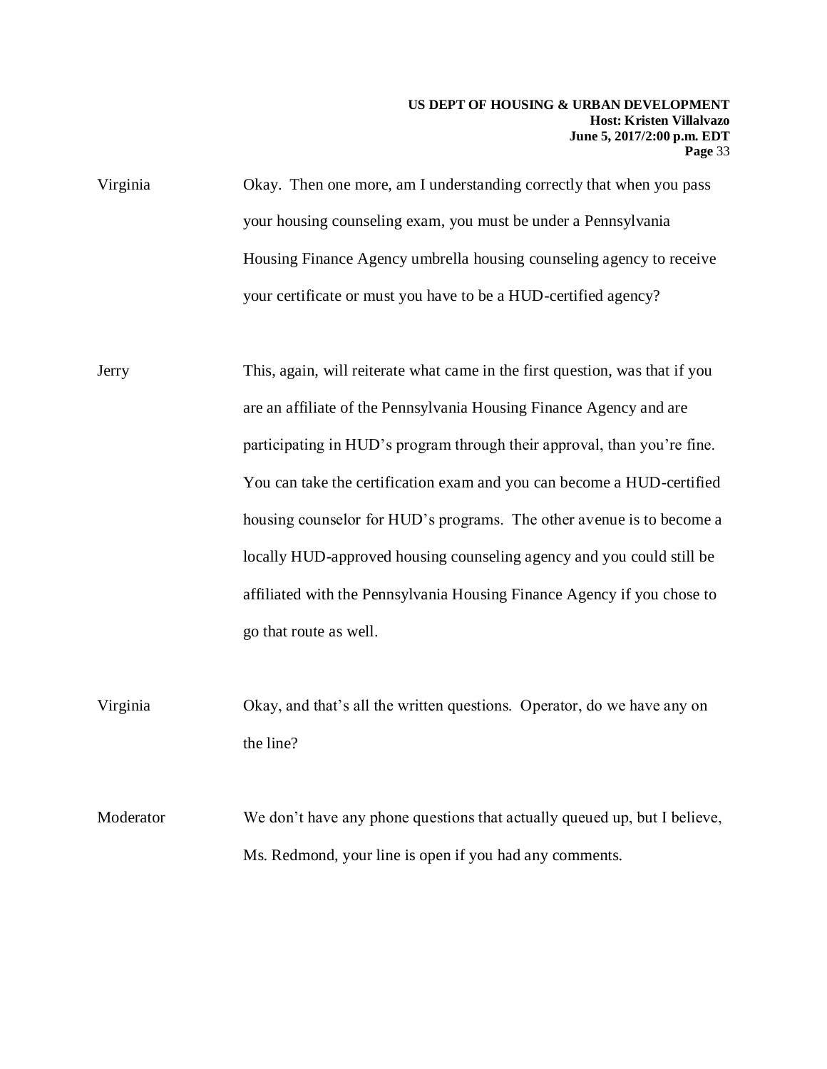Virginia Okay. Then one more, am I understanding correctly that when you pass your housing counseling exam, you must be under a Pennsylvania Housing Finance Agency umbrella housing counseling agency to receive your certificate or must you have to be a HUD-certified agency?

Jerry This, again, will reiterate what came in the first question, was that if you are an affiliate of the Pennsylvania Housing Finance Agency and are participating in HUD's program through their approval, than you're fine. You can take the certification exam and you can become a HUD-certified housing counselor for HUD's programs. The other avenue is to become a locally HUD-approved housing counseling agency and you could still be affiliated with the Pennsylvania Housing Finance Agency if you chose to go that route as well.

Virginia Okay, and that's all the written questions. Operator, do we have any on the line?

Moderator We don't have any phone questions that actually queued up, but I believe, Ms. Redmond, your line is open if you had any comments.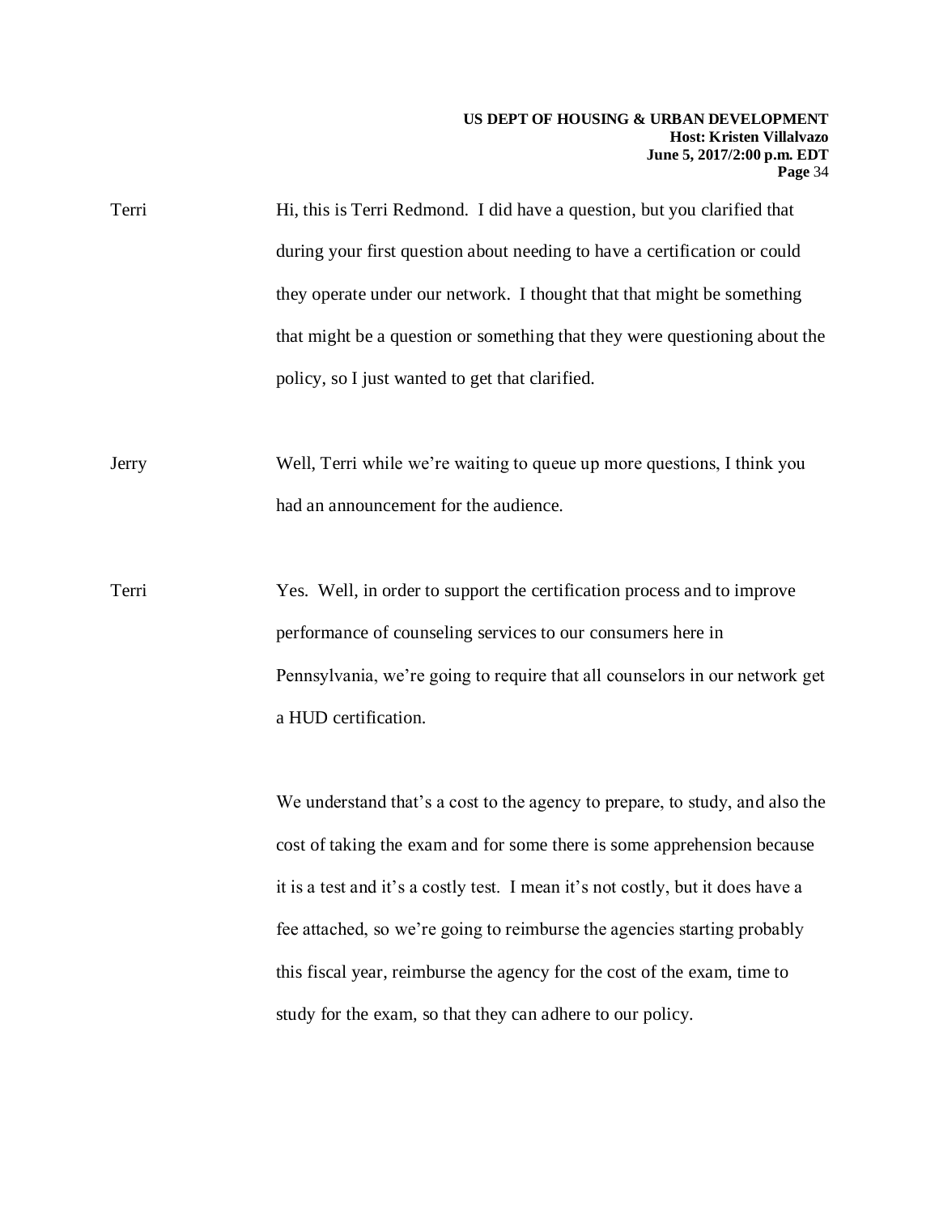Terri — Hi, this is Terri Redmond. I did have a question, but you clarified that during your first question about needing to have a certification or could they operate under our network. I thought that that might be something that might be a question or something that they were questioning about the policy, so I just wanted to get that clarified.

Jerry — Well, Terri while we're waiting to queue up more questions, I think you had an announcement for the audience.

Terri — Yes. Well, in order to support the certification process and to improve performance of counseling services to our consumers here in Pennsylvania, we're going to require that all counselors in our network get a HUD certification.

We understand that's a cost to the agency to prepare, to study, and also the cost of taking the exam and for some there is some apprehension because it is a test and it's a costly test. I mean it's not costly, but it does have a fee attached, so we're going to reimburse the agencies starting probably this fiscal year, reimburse the agency for the cost of the exam, time to study for the exam, so that they can adhere to our policy.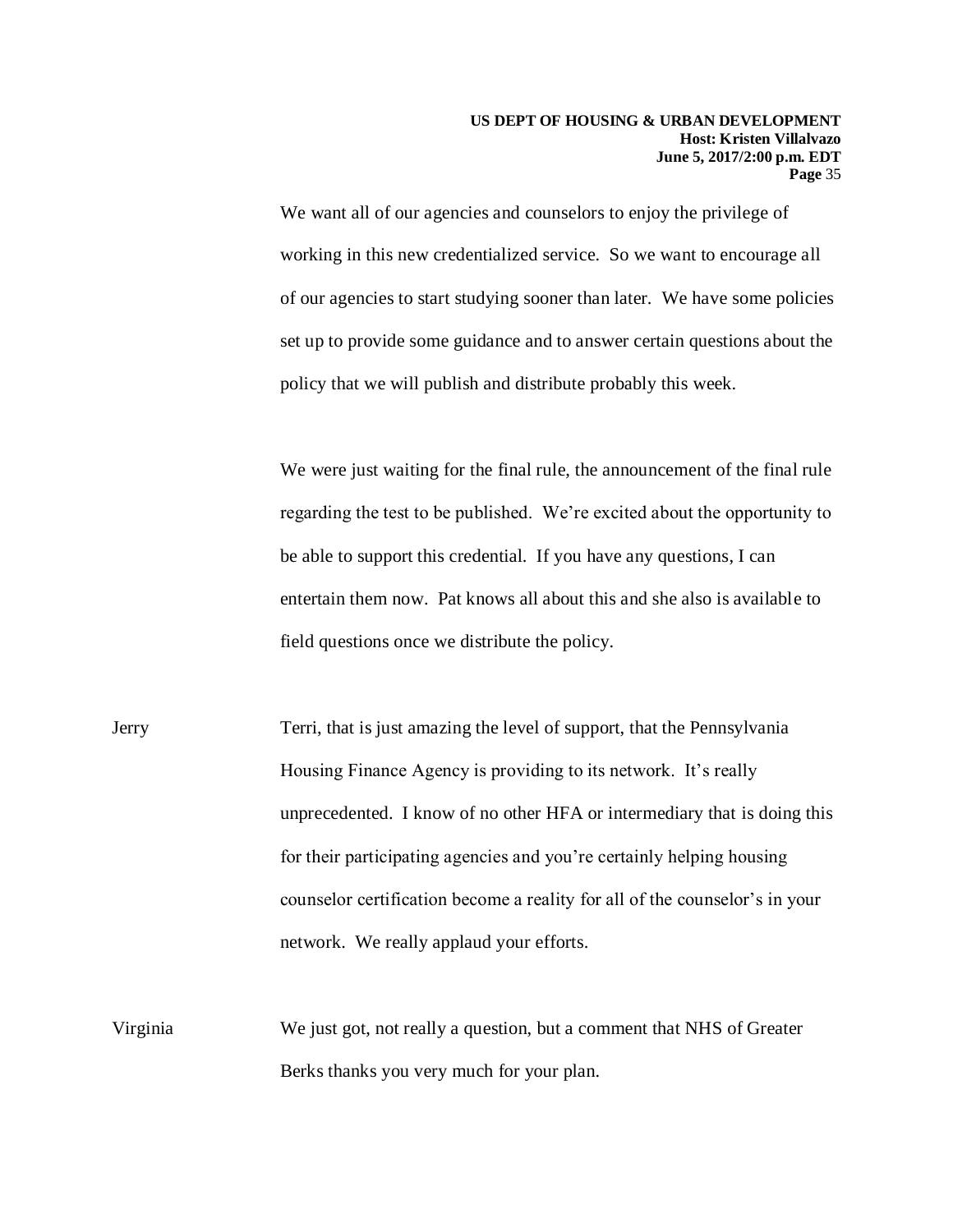We want all of our agencies and counselors to enjoy the privilege of working in this new credentialized service. So we want to encourage all of our agencies to start studying sooner than later. We have some policies set up to provide some guidance and to answer certain questions about the policy that we will publish and distribute probably this week.

We were just waiting for the final rule, the announcement of the final rule regarding the test to be published. We're excited about the opportunity to be able to support this credential. If you have any questions, I can entertain them now. Pat knows all about this and she also is available to field questions once we distribute the policy.

Jerry Terri, that is just amazing the level of support, that the Pennsylvania Housing Finance Agency is providing to its network. It's really unprecedented. I know of no other HFA or intermediary that is doing this for their participating agencies and you're certainly helping housing counselor certification become a reality for all of the counselor's in your network. We really applaud your efforts.

Virginia We just got, not really a question, but a comment that NHS of Greater Berks thanks you very much for your plan.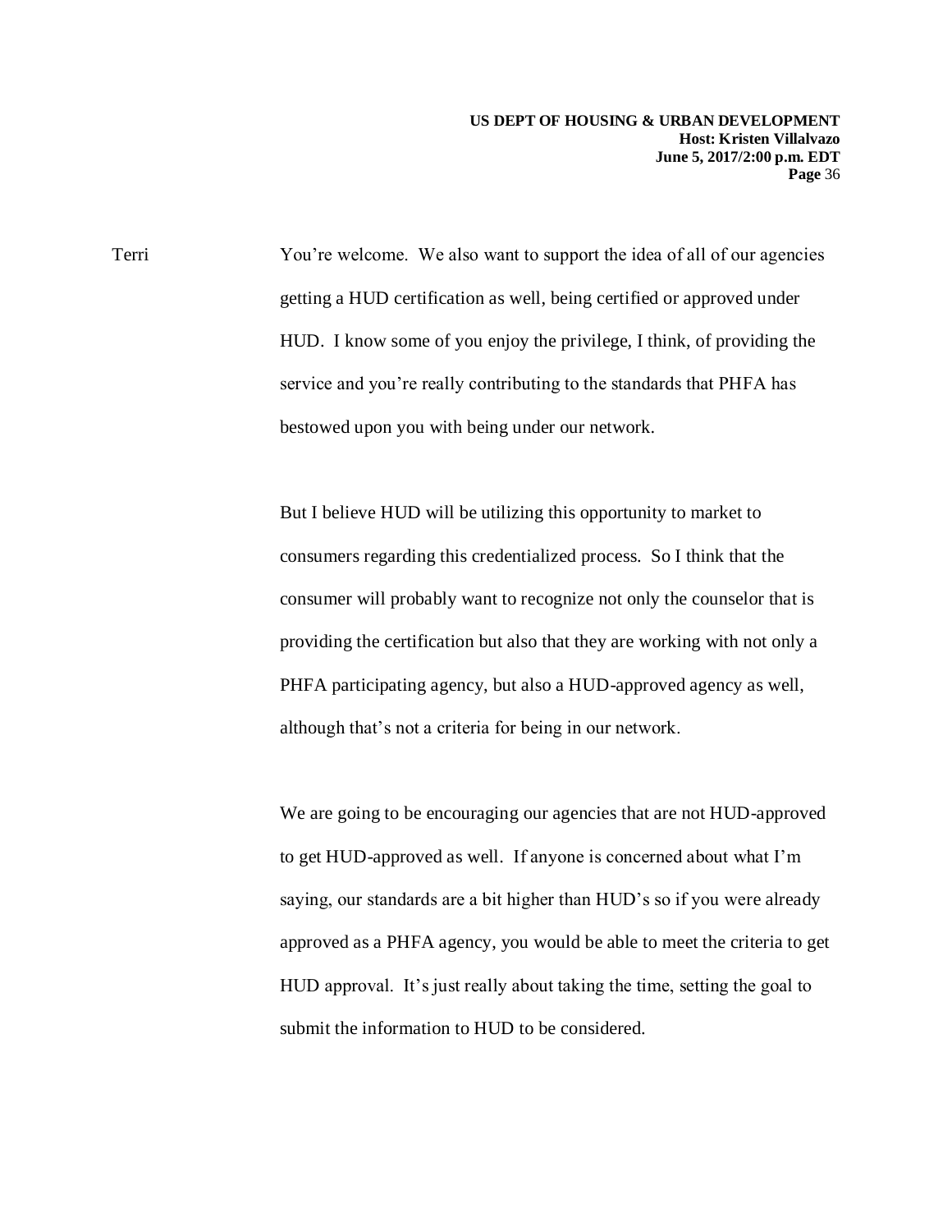Terri You're welcome. We also want to support the idea of all of our agencies getting a HUD certification as well, being certified or approved under HUD. I know some of you enjoy the privilege, I think, of providing the service and you're really contributing to the standards that PHFA has bestowed upon you with being under our network.

But I believe HUD will be utilizing this opportunity to market to consumers regarding this credentialized process. So I think that the consumer will probably want to recognize not only the counselor that is providing the certification but also that they are working with not only a PHFA participating agency, but also a HUD-approved agency as well, although that's not a criteria for being in our network.

We are going to be encouraging our agencies that are not HUD-approved to get HUD-approved as well. If anyone is concerned about what I'm saying, our standards are a bit higher than HUD's so if you were already approved as a PHFA agency, you would be able to meet the criteria to get HUD approval. It's just really about taking the time, setting the goal to submit the information to HUD to be considered.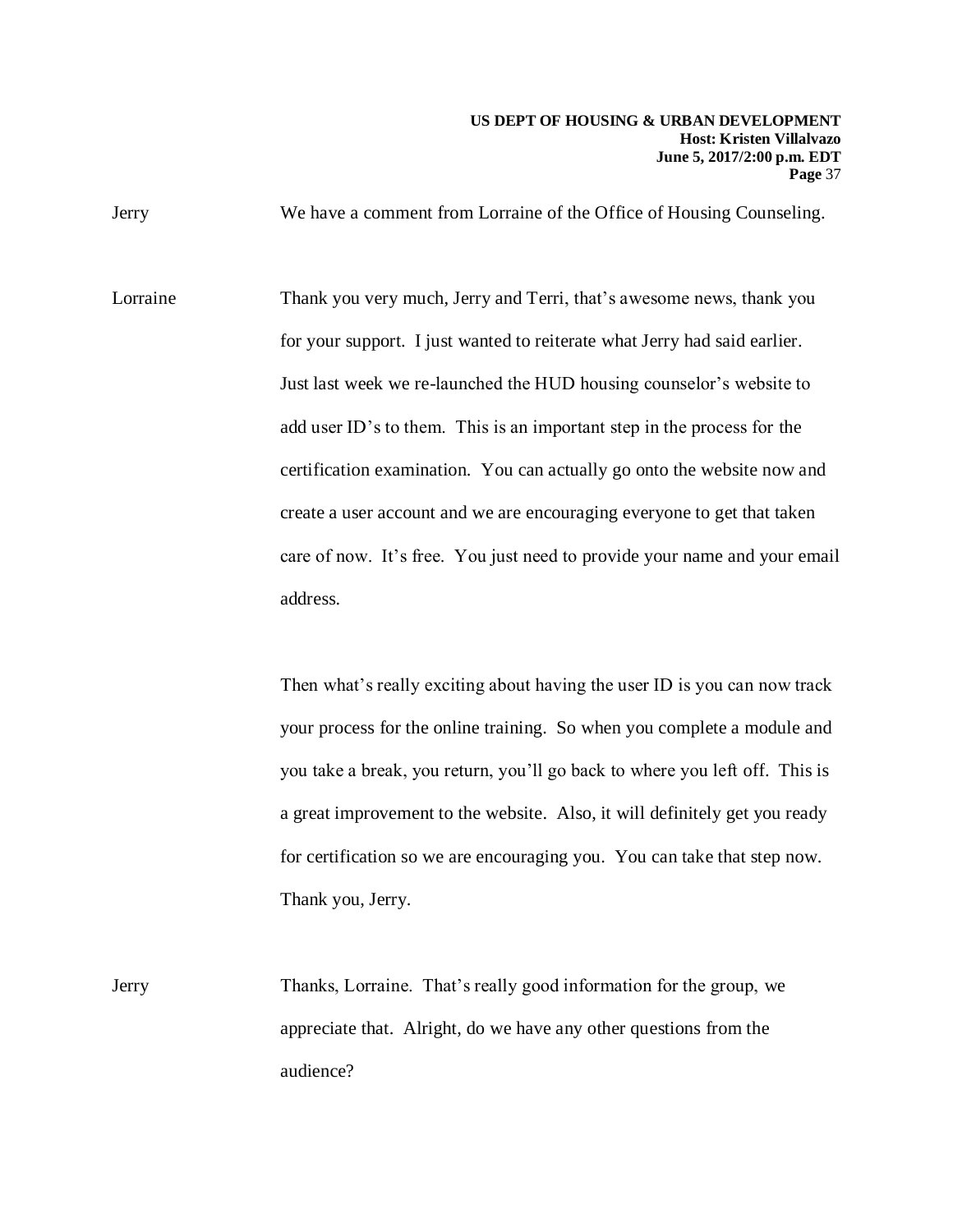Jerry We have a comment from Lorraine of the Office of Housing Counseling.

Lorraine Thank you very much, Jerry and Terri, that's awesome news, thank you for your support. I just wanted to reiterate what Jerry had said earlier. Just last week we re-launched the HUD housing counselor's website to add user ID's to them. This is an important step in the process for the certification examination. You can actually go onto the website now and create a user account and we are encouraging everyone to get that taken care of now. It's free. You just need to provide your name and your email address.

Then what's really exciting about having the user ID is you can now track your process for the online training. So when you complete a module and you take a break, you return, you'll go back to where you left off. This is a great improvement to the website. Also, it will definitely get you ready for certification so we are encouraging you. You can take that step now. Thank you, Jerry.

Jerry Thanks, Lorraine. That's really good information for the group, we appreciate that. Alright, do we have any other questions from the audience?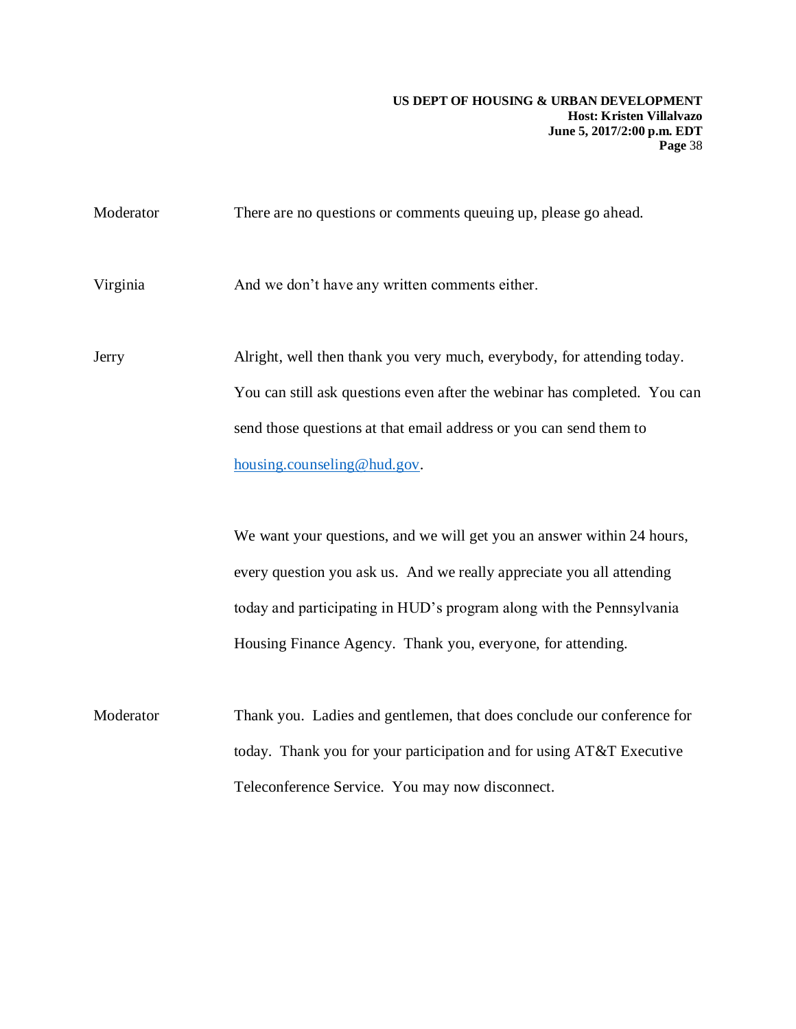Moderator There are no questions or comments queuing up, please go ahead.

Virginia And we don't have any written comments either.

Jerry Alright, well then thank you very much, everybody, for attending today. You can still ask questions even after the webinar has completed. You can send those questions at that email address or you can send them to housing.counseling@hud.gov.

We want your questions, and we will get you an answer within 24 hours, every question you ask us. And we really appreciate you all attending today and participating in HUD's program along with the Pennsylvania Housing Finance Agency. Thank you, everyone, for attending.

Moderator Thank you. Ladies and gentlemen, that does conclude our conference for today. Thank you for your participation and for using AT&T Executive Teleconference Service. You may now disconnect.